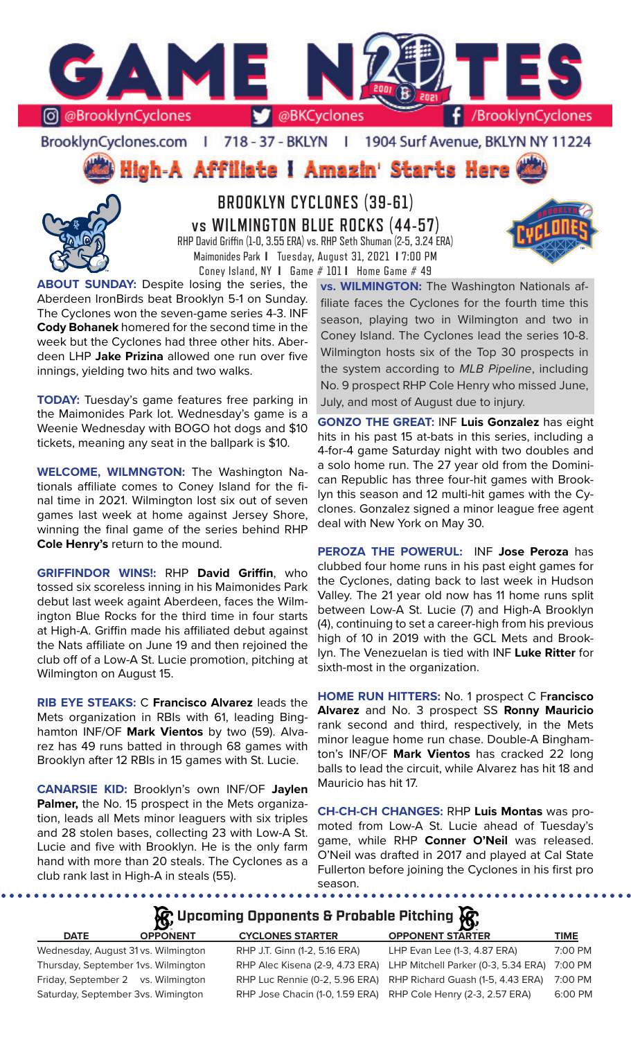# GAME NOTES

@BrooklynCyclones | @BKCyclones | /BrooklynCyclones

BrooklynCyclones.com | 718-37-BKLYN | 1904 Surf Avenue, BKLYN NY 11224

**High-A Affiliate I Amazin' Starts Here**

## BROOKLYN CYCLONES (39-61)
## vs WILMINGTON BLUE ROCKS (44-57)

RHP David Griffin (1-0, 3.55 ERA) vs. RHP Seth Shuman (2-5, 3.24 ERA)
Maimonides Park I Tuesday, August 31, 2021 I 7:00 PM
Coney Island, NY I Game # 101 I Home Game # 49

**ABOUT SUNDAY:** Despite losing the series, the Aberdeen IronBirds beat Brooklyn 5-1 on Sunday. The Cyclones won the seven-game series 4-3. INF **Cody Bohanek** homered for the second time in the week but the Cyclones had three other hits. Aberdeen LHP **Jake Prizina** allowed one run over five innings, yielding two hits and two walks.

**TODAY:** Tuesday's game features free parking in the Maimonides Park lot. Wednesday's game is a Weenie Wednesday with BOGO hot dogs and $10 tickets, meaning any seat in the ballpark is $10.

**WELCOME, WILMINGTON:** The Washington Nationals affiliate comes to Coney Island for the final time in 2021. Wilmington lost six out of seven games last week at home against Jersey Shore, winning the final game of the series behind RHP **Cole Henry's** return to the mound.

**GRIFFINDOR WINS!:** RHP **David Griffin**, who tossed six scoreless inning in his Maimonides Park debut last week againt Aberdeen, faces the Wilmington Blue Rocks for the third time in four starts at High-A. Griffin made his affiliated debut against the Nats affiliate on June 19 and then rejoined the club off of a Low-A St. Lucie promotion, pitching at Wilmington on August 15.

**RIB EYE STEAKS:** C **Francisco Alvarez** leads the Mets organization in RBIs with 61, leading Binghamton INF/OF **Mark Vientos** by two (59). Alvarez has 49 runs batted in through 68 games with Brooklyn after 12 RBIs in 15 games with St. Lucie.

**CANARSIE KID:** Brooklyn's own INF/OF **Jaylen Palmer,** the No. 15 prospect in the Mets organization, leads all Mets minor leaguers with six triples and 28 stolen bases, collecting 23 with Low-A St. Lucie and five with Brooklyn. He is the only farm hand with more than 20 steals. The Cyclones as a club rank last in High-A in steals (55).

**vs. WILMINGTON:** The Washington Nationals affiliate faces the Cyclones for the fourth time this season, playing two in Wilmington and two in Coney Island. The Cyclones lead the series 10-8. Wilmington hosts six of the Top 30 prospects in the system according to *MLB Pipeline*, including No. 9 prospect RHP Cole Henry who missed June, July, and most of August due to injury.

**GONZO THE GREAT:** INF **Luis Gonzalez** has eight hits in his past 15 at-bats in this series, including a 4-for-4 game Saturday night with two doubles and a solo home run. The 27 year old from the Dominican Republic has three four-hit games with Brooklyn this season and 12 multi-hit games with the Cyclones. Gonzalez signed a minor league free agent deal with New York on May 30.

**PEROZA THE POWERUL:** INF **Jose Peroza** has clubbed four home runs in his past eight games for the Cyclones, dating back to last week in Hudson Valley. The 21 year old now has 11 home runs split between Low-A St. Lucie (7) and High-A Brooklyn (4), continuing to set a career-high from his previous high of 10 in 2019 with the GCL Mets and Brooklyn. The Venezuelan is tied with INF **Luke Ritter** for sixth-most in the organization.

**HOME RUN HITTERS:** No. 1 prospect C **Francisco Alvarez** and No. 3 prospect SS **Ronny Mauricio** rank second and third, respectively, in the Mets minor league home run chase. Double-A Binghamton's INF/OF **Mark Vientos** has cracked 22 long balls to lead the circuit, while Alvarez has hit 18 and Mauricio has hit 17.

**CH-CH-CH CHANGES:** RHP **Luis Montas** was promoted from Low-A St. Lucie ahead of Tuesday's game, while RHP **Conner O'Neil** was released. O'Neil was drafted in 2017 and played at Cal State Fullerton before joining the Cyclones in his first pro season.

## Upcoming Opponents & Probable Pitching

| DATE | OPPONENT | CYCLONES STARTER | OPPONENT STARTER | TIME |
|---|---|---|---|---|
| Wednesday, August 31 | vs. Wilmington | RHP J.T. Ginn (1-2, 5.16 ERA) | LHP Evan Lee (1-3, 4.87 ERA) | 7:00 PM |
| Thursday, September 1 | vs. Wilmington | RHP Alec Kisena (2-9, 4.73 ERA) | LHP Mitchell Parker (0-3, 5.34 ERA) | 7:00 PM |
| Friday, September 2 | vs. Wilmington | RHP Luc Rennie (0-2, 5.96 ERA) | RHP Richard Guash (1-5, 4.43 ERA) | 7:00 PM |
| Saturday, September 3 | vs. Wimington | RHP Jose Chacin (1-0, 1.59 ERA) | RHP Cole Henry (2-3, 2.57 ERA) | 6:00 PM |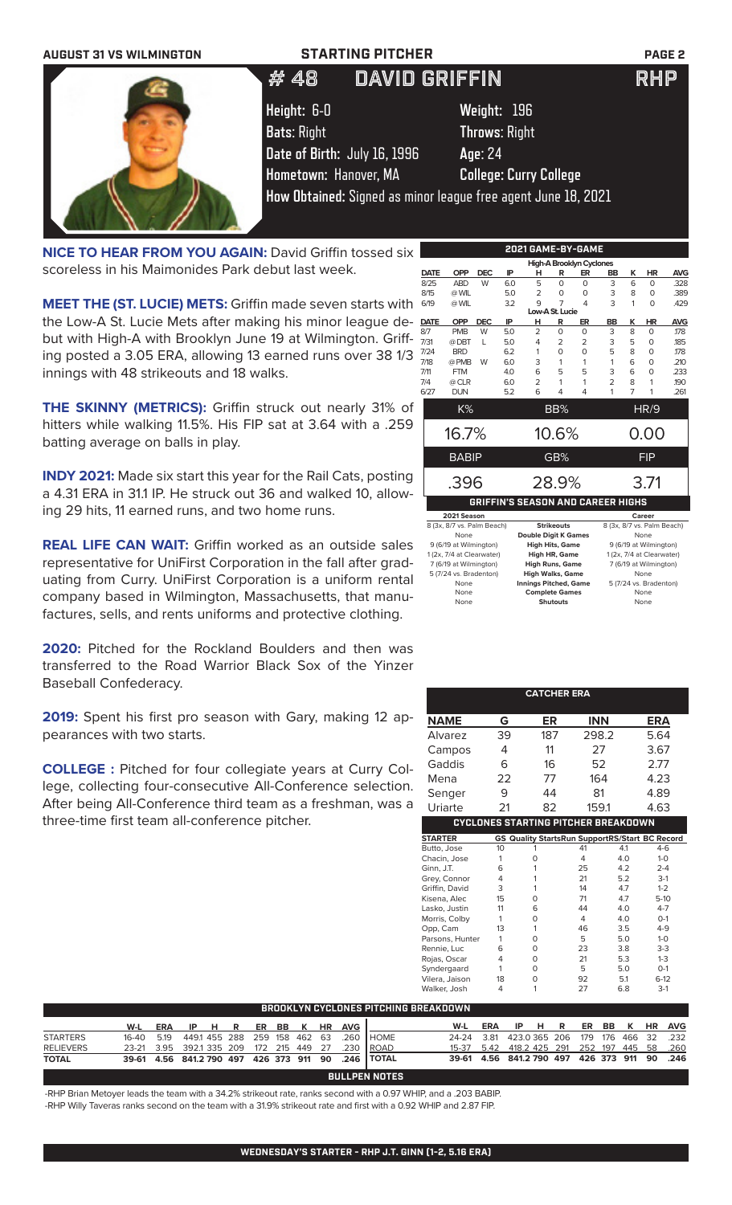AUGUST 31 VS WILMINGTON — STARTING PITCHER

# # 48 DAVID GRIFFIN RHP

**Height:** 6-0 **Weight:** 196
**Bats:** Right **Throws:** Right
**Date of Birth:** July 16, 1996 **Age:** 24
**Hometown:** Hanover, MA **College:** Curry College
**How Obtained:** Signed as minor league free agent June 18, 2021

**NICE TO HEAR FROM YOU AGAIN:** David Griffin tossed six scoreless in his Maimonides Park debut last week.

**MEET THE (ST. LUCIE) METS:** Griffin made seven starts with the Low-A St. Lucie Mets after making his minor league debut with High-A with Brooklyn June 19 at Wilmington. Griffing posted a 3.05 ERA, allowing 13 earned runs over 38 1/3 innings with 48 strikeouts and 18 walks.

**THE SKINNY (METRICS):** Griffin struck out nearly 31% of hitters while walking 11.5%. His FIP sat at 3.64 with a .259 batting average on balls in play.

**INDY 2021:** Made six start this year for the Rail Cats, posting a 4.31 ERA in 31.1 IP. He struck out 36 and walked 10, allowing 29 hits, 11 earned runs, and two home runs.

**REAL LIFE CAN WAIT:** Griffin worked as an outside sales representative for UniFirst Corporation in the fall after graduating from Curry. UniFirst Corporation is a uniform rental company based in Wilmington, Massachusetts, that manufactures, sells, and rents uniforms and protective clothing.

**2020:** Pitched for the Rockland Boulders and then was transferred to the Road Warrior Black Sox of the Yinzer Baseball Confederacy.

**2019:** Spent his first pro season with Gary, making 12 appearances with two starts.

**COLLEGE :** Pitched for four collegiate years at Curry College, collecting four-consecutive All-Conference selection. After being All-Conference third team as a freshman, was a three-time first team all-conference pitcher.

## 2021 GAME-BY-GAME

**High-A Brooklyn Cyclones**

| DATE | OPP | DEC | IP | H | R | ER | BB | K | HR | AVG |
|---|---|---|---|---|---|---|---|---|---|---|
| 8/25 | ABD | W | 6.0 | 5 | 0 | 0 | 3 | 6 | 0 | .328 |
| 8/15 | @ WIL | | 5.0 | 2 | 0 | 0 | 3 | 8 | 0 | .389 |
| 6/19 | @ WIL | | 3.2 | 9 | 7 | 4 | 3 | 1 | 0 | .429 |

**Low-A St. Lucie**

| DATE | OPP | DEC | IP | H | R | ER | BB | K | HR | AVG |
|---|---|---|---|---|---|---|---|---|---|---|
| 8/7 | PMB | W | 5.0 | 2 | 0 | 0 | 3 | 8 | 0 | .178 |
| 7/31 | @ DBT | L | 5.0 | 4 | 2 | 2 | 3 | 5 | 0 | .185 |
| 7/24 | BRD | | 6.2 | 1 | 0 | 0 | 5 | 8 | 0 | .178 |
| 7/18 | @ PMB | W | 6.0 | 3 | 1 | 1 | 1 | 6 | 0 | .210 |
| 7/11 | FTM | | 4.0 | 6 | 5 | 5 | 3 | 6 | 0 | .233 |
| 7/4 | @ CLR | | 6.0 | 2 | 1 | 1 | 2 | 8 | 1 | .190 |
| 6/27 | DUN | | 5.2 | 6 | 4 | 4 | 1 | 7 | 1 | .261 |

| K% | BB% | HR/9 |
|---|---|---|
| 16.7% | 10.6% | 0.00 |

| BABIP | GB% | FIP |
|---|---|---|
| .396 | 28.9% | 3.71 |

## GRIFFIN'S SEASON AND CAREER HIGHS

| 2021 Season | | Career |
|---|---|---|
| 8 (3x, 8/7 vs. Palm Beach) | Strikeouts | 8 (3x, 8/7 vs. Palm Beach) |
| None | Double Digit K Games | None |
| 9 (6/19 at Wilmington) | High Hits, Game | 9 (6/19 at Wilmington) |
| 1 (2x, 7/4 at Clearwater) | High HR, Game | 1 (2x, 7/4 at Clearwater) |
| 7 (6/19 at Wilmington) | High Runs, Game | 7 (6/19 at Wilmington) |
| 5 (7/24 vs. Bradenton) | High Walks, Game | None |
| None | Innings Pitched, Game | 5 (7/24 vs. Bradenton) |
| None | Complete Games | None |
| None | Shutouts | None |

## CATCHER ERA

| NAME | G | ER | INN | ERA |
|---|---|---|---|---|
| Alvarez | 39 | 187 | 298.2 | 5.64 |
| Campos | 4 | 11 | 27 | 3.67 |
| Gaddis | 6 | 16 | 52 | 2.77 |
| Mena | 22 | 77 | 164 | 4.23 |
| Senger | 9 | 44 | 81 | 4.89 |
| Uriarte | 21 | 82 | 159.1 | 4.63 |

## CYCLONES STARTING PITCHER BREAKDOWN

| STARTER | GS | Quality Starts | Run Support | RS/Start | BC Record |
|---|---|---|---|---|---|
| Butto, Jose | 10 | 1 | 41 | 4.1 | 4-6 |
| Chacin, Jose | 1 | 0 | 4 | 4.0 | 1-0 |
| Ginn, J.T. | 6 | 1 | 25 | 4.2 | 2-4 |
| Grey, Connor | 4 | 1 | 21 | 5.2 | 3-1 |
| Griffin, David | 3 | 1 | 14 | 4.7 | 1-2 |
| Kisena, Alec | 15 | 0 | 71 | 4.7 | 5-10 |
| Lasko, Justin | 11 | 6 | 44 | 4.0 | 4-7 |
| Morris, Colby | 1 | 0 | 4 | 4.0 | 0-1 |
| Opp, Cam | 13 | 1 | 46 | 3.5 | 4-9 |
| Parsons, Hunter | 1 | 0 | 5 | 5.0 | 1-0 |
| Rennie, Luc | 6 | 0 | 23 | 3.8 | 3-3 |
| Rojas, Oscar | 4 | 0 | 21 | 5.3 | 1-3 |
| Syndergaard | 1 | 0 | 5 | 5.0 | 0-1 |
| Vilera, Jaison | 18 | 0 | 92 | 5.1 | 6-12 |
| Walker, Josh | 4 | 1 | 27 | 6.8 | 3-1 |

## BROOKLYN CYCLONES PITCHING BREAKDOWN

| | W-L | ERA | IP | H | R | ER | BB | K | HR | AVG |
|---|---|---|---|---|---|---|---|---|---|---|
| STARTERS | 16-40 | 5.19 | 449.1 | 455 | 288 | 259 | 158 | 462 | 63 | .260 |
| RELIEVERS | 23-21 | 3.95 | 392.1 | 335 | 209 | 172 | 215 | 449 | 27 | .230 |
| TOTAL | 39-61 | 4.56 | 841.2 | 790 | 497 | 426 | 373 | 911 | 90 | .246 |

| | W-L | ERA | IP | H | R | ER | BB | K | HR | AVG |
|---|---|---|---|---|---|---|---|---|---|---|
| HOME | 24-24 | 3.81 | 423.0 | 365 | 206 | 179 | 176 | 466 | 32 | .232 |
| ROAD | 15-37 | 5.42 | 418.2 | 425 | 291 | 252 | 197 | 445 | 58 | .260 |
| TOTAL | 39-61 | 4.56 | 841.2 | 790 | 497 | 426 | 373 | 911 | 90 | .246 |

## BULLPEN NOTES

-RHP Brian Metoyer leads the team with a 34.2% strikeout rate, ranks second with a 0.97 WHIP, and a .203 BABIP.
-RHP Willy Taveras ranks second on the team with a 31.9% strikeout rate and first with a 0.92 WHIP and 2.87 FIP.

**WEDNESDAY'S STARTER - RHP J.T. GINN (1-2, 5.16 ERA)**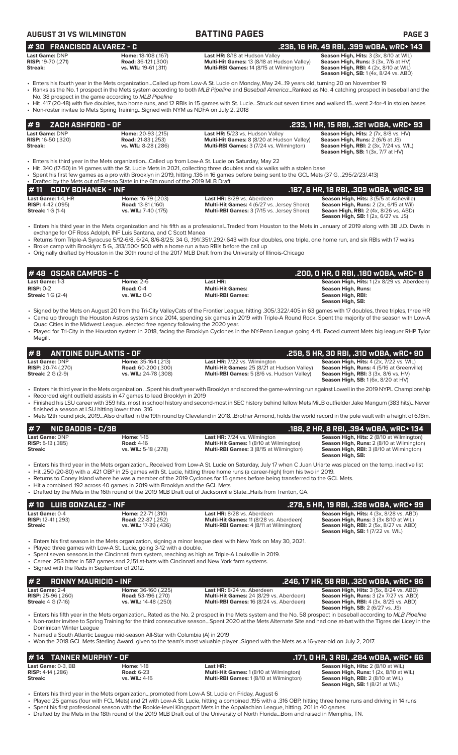# BATTING PAGES

AUGUST 31 VS WILMINGTON

## # 30 FRANCISCO ALVAREZ - C — .236, 16 HR, 49 RBI, .399 wOBA, wRC+ 143

| | | | |
|---|---|---|---|
| **Last Game:** DNP | **Home:** 18-108 (.167) | **Last HR:** 8/18 at Hudson Valley | **Season High, Hits:** 3 (3x, 8/10 at WIL) |
| **RISP:** 19-70 (.271) | **Road:** 36-121 (.300) | **Multi-Hit Games:** 13 (8/18 at Hudson Valley) | **Season High, Runs:** 3 (3x, 7/6 at HV) |
| **Streak:** | **vs. WIL:** 19-61 (.311) | **Multi-RBI Games:** 14 (8/15 at Wilmington) | **Season High, RBI:** 4 (2x, 8/10 at WIL) |
| | | | **Season High, SB:** 1 (4x, 8/24 vs. ABD) |

- Enters his fourth year in the Mets organization...Called up from Low-A St. Lucie on Monday, May 24...19 years old, turning 20 on November 19
- Ranks as the No. 1 prospect in the Mets system according to both *MLB Pipeline* and *Baseball America*...Ranked as No. 4 catching prospect in baseball and the No. 38 prospect in the game according to *MLB Pipeline*
- Hit .417 (20-48) with five doubles, two home runs, and 12 RBIs in 15 games with St. Lucie...Struck out seven times and walked 15...went 2-for-4 in stolen bases
- Non-roster invitee to Mets Spring Training...Signed with NYM as NDFA on July 2, 2018

## # 9 ZACH ASHFORD - OF — .233, 1 HR, 15 RBI, .321 wOBA, wRC+ 93

| | | | |
|---|---|---|---|
| **Last Game:** DNP | **Home:** 20-93 (.215) | **Last HR:** 5/23 vs. Hudson Valley | **Season High, Hits:** 2 (7x, 8/8 vs. HV) |
| **RISP:** 16-50 (.320) | **Road:** 21-83 (.253) | **Multi-Hit Games:** 8 (8/20 at Hudson Valley) | **Season High, Runs:** 2 (6/6 at JS) |
| **Streak:** | **vs. WIL:** 8-28 (.286) | **Multi-RBI Games:** 3 (7/24 vs. Wilmington) | **Season High, RBI:** 2 (3x, 7/24 vs. WIL) |
| | | | **Season High, SB:** 1 (3x, 7/7 at HV) |

- Enters his third year in the Mets organization...Called up from Low-A St. Lucie on Saturday, May 22
- Hit .340 (17-50) in 14 games with the St. Lucie Mets in 2021, collecting three doubles and six walks with a stolen base
- Spent his first few games as a pro with Brooklyn in 2019, hitting .136 in 16 games before being sent to the GCL Mets (37 G, .295/2/23/.413)
- Drafted by the Mets out of Fresno State in the 6th round of the 2019 MLB Draft

## # 11 CODY BOHANEK - INF — .187, 6 HR, 18 RBI, .309 wOBA, wRC+ 89

| | | | |
|---|---|---|---|
| **Last Game:** 1-4, HR | **Home:** 16-79 (.203) | **Last HR:** 8/29 vs. Aberdeen | **Season High, Hits:** 3 (5/5 at Asheville) |
| **RISP:** 4-42 (.095) | **Road:** 13-81 (.160) | **Multi-Hit Games:** 4 (6/27 vs. Jersey Shore) | **Season High, Runs:** 2 (2x, 6/15 at Wil) |
| **Streak:** 1 G (1-4) | **vs. WIL:** 7-40 (.175) | **Multi-RBI Games:** 3 (7/15 vs. Jersey Shore) | **Seaon High, RBI:** 2 (4x, 8/26 vs. ABD) |
| | | | **Season High, SB:** 1 (2x, 6/27 vs. JS) |

- Enters his third year in the Mets organization and his fifth as a professional...Traded from Houston to the Mets in January of 2019 along with 3B J.D. Davis in exchange for OF Ross Adolph, INF Luis Santana, and C Scott Manea
- Returns from Triple-A Syracuse 5/12-6/8, 6/24, 8/6-8/25: 34 G, .191/.351/.292/.643 with four doubles, one triple, one home run, and six RBIs with 17 walks
- Broke camp with Brooklyn: 5 G, .313/.500/.500 with a home run a two RBIs before the call up
- Originally drafted by Houston in the 30th round of the 2017 MLB Draft from the University of Illinois-Chicago

## # 48 OSCAR CAMPOS - C — .200, 0 HR, 0 RBI, .180 wOBA, wRC+ 8

| | | | |
|---|---|---|---|
| **Last Game:** 1-3 | **Home:** 2-6 | **Last HR:** | **Season High, Hits:** 1 (2x 8/29 vs. Aberdeen) |
| **RISP:** 0-2 | **Road:** 0-4 | **Multi-Hit Games:** | **Season High, Runs:** |
| **Streak:** 1 G (2-4) | **vs. WIL:** 0-0 | **Multi-RBI Games:** | **Season High, RBI:** |
| | | | **Season High, SB:** |

- Signed by the Mets on August 20 from the Tri-City ValleyCats of the Frontier League, hitting .305/.322/.405 in 63 games with 17 doubles, three triples, three HR
- Came up through the Houston Astros system since 2014, spending six games in 2019 with Triple-A Round Rock. Spent the majority of the season with Low-A Quad Cities in the Midwest League...elected free agency following the 2020 year.
- Played for Tri-City in the Houston system in 2018, facing the Brooklyn Cyclones in the NY-Penn League going 4-11...Faced current Mets big leaguer RHP Tylor Megill.

## # 8 ANTOINE DUPLANTIS - OF — .258, 5 HR, 30 RBI, .310 wOBA, wRC+ 90

| | | | |
|---|---|---|---|
| **Last Game:** DNP | **Home:** 35-164 (.213) | **Last HR:** 7/22 vs. Wilmington | **Season High, Hits:** 4 (2x, 7/22 vs. WIL) |
| **RISP:** 20-74 (.270) | **Road:** 60-200 (.300) | **Multi-Hit Games:** 25 (8/21 at Hudson Valley) | **Season High, Runs:** 4 (5/16 at Greenville) |
| **Streak:** 2 G (2-9) | **vs. WIL:** 24-78 (.308) | **Multi-RBI Games:** 5 (8/6 vs. Hudson Valley) | **Season High, RBI:** 3 (2x, 8/6 vs. HV) |
| | | | **Season High, SB:** 1 (6x, 8/20 at HV) |

- Enters his third year in the Mets organization ...Spent his draft year with Brooklyn and scored the game-winning run against Lowell in the 2019 NYPL Championship
- Recorded eight outfield assists in 47 games to lead Brooklyn in 2019
- Finished his LSU career with 359 hits, most in school history and second-most in SEC history behind fellow Mets MiLB outfielder Jake Mangum (383 hits)...Never finished a season at LSU hitting lower than .316
- Mets 12th round pick, 2019...Also drafted in the 19th round by Cleveland in 2018...Brother Armond, holds the world record in the pole vault with a height of 6.18m.

## # 7 NIC GADDIS - C/3B — .188, 2 HR, 8 RBI, .394 wOBA, wRC+ 134

| | | | |
|---|---|---|---|
| **Last Game:** DNP | **Home:** 1-15 | **Last HR:** 7/24 vs. Wilmington | **Season High, Hits:** 2 (8/10 at Wilmington) |
| **RISP:** 5-13 (.385) | **Road:** 4-16 | **Multi-Hit Games:** 1 (8/10 at Wilmington) | **Season High, Runs:** 2 (8/10 at Wilmington) |
| **Streak:** | **vs. WIL:** 5-18 (.278) | **Multi-RBI Games:** 3 (8/15 at Wilmington) | **Season High, RBI:** 3 (8/10 at Wilmington) |
| | | | **Season High, SB:** |

- Enters his third year in the Mets organization...Received from Low-A St. Lucie on Saturday, July 17 when C Juan Uriarte was placed on the temp. inactive list
- Hit .250 (20-80) with a .421 OBP in 25 games with St. Lucie, hitting three home runs (a career-high) from his two in 2019.
- Returns to Coney Island where he was a member of the 2019 Cyclones for 15 games before being transferred to the GCL Mets.
- Hit a combined .192 across 40 games in 2019 with Brooklyn and the GCL Mets
- Drafted by the Mets in the 16th round of the 2019 MLB Draft out of Jacksonville State...Hails from Trenton, GA.

## # 10 LUIS GONZALEZ - INF — .278, 5 HR, 19 RBI, .326 wOBA, wRC+ 99

| | | | |
|---|---|---|---|
| **Last Game:** 0-4 | **Home:** 22-71 (.310) | **Last HR:** 8/28 vs. Aberdeen | **Season High, Hits:** 4 (3x, 8/28 vs. ABD) |
| **RISP:** 12-41 (.293) | **Road:** 22-87 (.252) | **Multi-Hit Games:** 11 (8/28 vs. Aberdeen) | **Season High, Runs:** 3 (3x 8/10 at WIL) |
| **Streak:** | **vs. WIL:** 17-39 (.436) | **Multi-RBI Games:** 4 (8/11 at Wilmington) | **Season High, RBI:** 2 (5x, 8/27 vs. ABD) |
| | | | **Season High, SB:** 1 (7/22 vs. WIL) |

- Enters his first season in the Mets organization, signing a minor league deal with New York on May 30, 2021.
- Played three games with Low-A St. Lucie, going 3-12 with a double.
- Spent seven seasons in the Cincinnati farm system, reaching as high as Triple-A Louisville in 2019.
- Career .253 hitter in 587 games and 2,151 at-bats with Cincinnati and New York farm systems.
- Signed with the Reds in September of 2012.

## # 2 RONNY MAURICIO - INF — .246, 17 HR, 58 RBI, .320 wOBA, wRC+ 96

| | | | |
|---|---|---|---|
| **Last Game:** 2-4 | **Home:** 36-160 (.225) | **Last HR:** 8/24 vs. Aberdeen | **Season High, Hits:** 3 (5x, 8/24 vs. ABD) |
| **RISP:** 25-96 (.260) | **Road:** 53-196 (.270) | **Multi-Hit Games:** 24 (8/29 vs. Aberdeen) | **Season High, Runs:** 3 (2x 7/27 vs. ABD) |
| **Streak:** 4 G (7-16) | **vs. WIL:** 14-48 (.250) | **Multi-RBI Games:** 16 (8/24 vs. Aberdeen) | **Season High, RBI:** 4 (3x, 8/25 vs. ABD) |
| | | | **Season High, SB:** 2 (6/27 vs. JS) |

- Enters his fifth year in the Mets organization...Rated as the No. 2 prospect in the Mets system and the No. 58 prospect in baseball according to *MLB Pipeline*
- Non-roster invitee to Spring Training for the third consecutive season...Spent 2020 at the Mets Alternate Site and had one at-bat with the Tigres del Licey in the Dominican Winter League
- Named a South Atlantic League mid-season All-Star with Columbia (A) in 2019
- Won the 2018 GCL Mets Sterling Award, given to the team's most valuable player...Signed with the Mets as a 16-year-old on July 2, 2017.

## # 14 TANNER MURPHY - OF — .171, 0 HR, 3 RBI, .284 wOBA, wRC+ 66

| | | | |
|---|---|---|---|
| **Last Game:** 0-3, BB | **Home:** 1-18 | **Last HR:** | **Season High, Hits:** 2 (8/10 at WIL) |
| **RISP:** 4-14 (.286) | **Road:** 6-23 | **Multi-Hit Games:** 1 (8/10 at Wilmington) | **Season High, Runs:** 1 (2x, 8/10 at WIL) |
| **Streak:** | **vs. WIL:** 4-15 | **Multi-RBI Games:** 1 (8/10 at Wilmington) | **Season High, RBI:** 2 (8/10 at WIL) |
| | | | **Season High, SB:** 1 (8/21 at WIL) |

- Enters his third year in the Mets organization...promoted from Low-A St. Lucie on Friday, August 6
- Played 25 games (four with FCL Mets) and 21 with Low-A St. Lucie, hitting a combined .195 with a .316 OBP, hitting three home runs and driving in 14 runs
- Spent his first professional season with the Rookie-level Kingsport Mets in the Appalachian League, hitting. 201 in 40 games
- Drafted by the Mets in the 18th round of the 2019 MLB Draft out of the University of North Florida...Born and raised in Memphis, TN.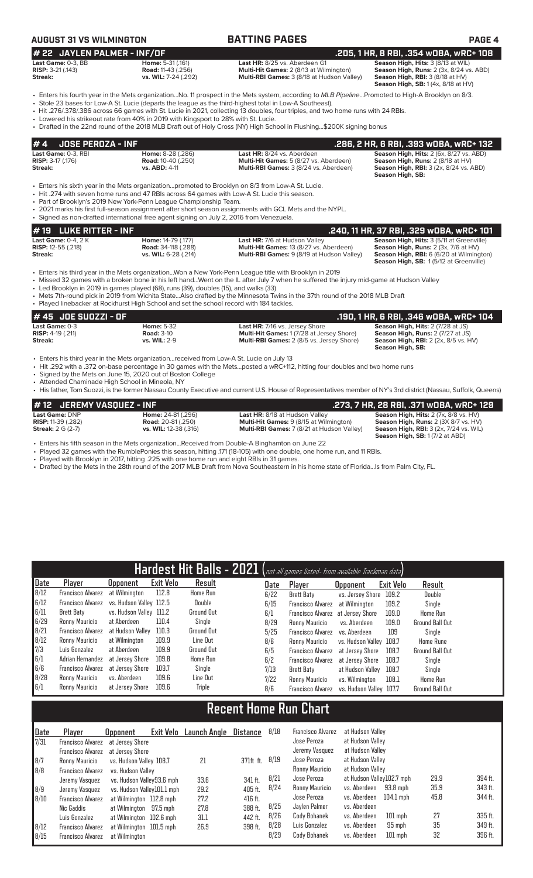**AUGUST 31 VS WILMINGTON** — **BATTING PAGES**

## # 22 JAYLEN PALMER - INF/OF — .205, 1 HR, 8 RBI, .354 wOBA, wRC+ 108

**Last Game:** 0-3, BB
**RISP:** 3-21 (.143)
**Streak:**

**Home:** 5-31 (.161)
**Road:** 11-43 (.256)
**vs. WIL:** 7-24 (.292)

**Last HR:** 8/25 vs. Aberdeen G1
**Multi-Hit Games:** 2 (8/13 at Wilmington)
**Multi-RBI Games:** 3 (8/18 at Hudson Valley)

**Season High, Hits:** 3 (8/13 at WIL)
**Season High, Runs:** 2 (3x, 8/24 vs. ABD)
**Season High, RBI:** 3 (8/18 at HV)
**Season High, SB:** 1 (4x, 8/18 at HV)

- Enters his fourth year in the Mets organization...No. 11 prospect in the Mets system, according to *MLB Pipeline*...Promoted to High-A Brooklyn on 8/3.
- Stole 23 bases for Low-A St. Lucie (departs the league as the third-highest total in Low-A Southeast).
- Hit .276/.378/.386 across 66 games with St. Lucie in 2021, collecting 13 doubles, four triples, and two home runs with 24 RBIs.
- Lowered his strikeout rate from 40% in 2019 with Kingsport to 28% with St. Lucie.
- Drafted in the 22nd round of the 2018 MLB Draft out of Holy Cross (NY) High School in Flushing...$200K signing bonus

## # 4 JOSE PEROZA - INF — .286, 2 HR, 6 RBI, .393 wOBA, wRC+ 132

**Last Game:** 0-3, RBI
**RISP:** 3-17 (.176)
**Streak:**

**Home:** 8-28 (.286)
**Road:** 10-40 (.250)
**vs. ABD:** 4-11

**Last HR:** 8/24 vs. Aberdeen
**Multi-Hit Games:** 5 (8/27 vs. Aberdeen)
**Multi-RBI Games:** 3 (8/24 vs. Aberdeen)

**Season High, Hits:** 2 (6x, 8/27 vs. ABD)
**Season High, Runs:** 2 (8/18 at HV)
**Season High, RBI:** 3 (2x, 8/24 vs. ABD)
**Season High, SB:**

- Enters his sixth year in the Mets organization...promoted to Brooklyn on 8/3 from Low-A St. Lucie.
- Hit .274 with seven home runs and 47 RBIs across 64 games with Low-A St. Lucie this season.
- Part of Brooklyn's 2019 New York-Penn League Championship Team.
- 2021 marks his first full-season assignment after short season assignments with GCL Mets and the NYPL.
- Signed as non-drafted international free agent signing on July 2, 2016 from Venezuela.

## # 19 LUKE RITTER - INF — .240, 11 HR, 37 RBI, .329 wOBA, wRC+ 101

**Last Game:** 0-4, 2 K
**RISP:** 12-55 (.218)
**Streak:**

**Home:** 14-79 (.177)
**Road:** 34-118 (.288)
**vs. WIL:** 6-28 (.214)

**Last HR:** 7/6 at Hudson Valley
**Multi-Hit Games:** 13 (8/27 vs. Aberdeen)
**Multi-RBI Games:** 9 (8/19 at Hudson Valley)

**Season High, Hits:** 3 (5/11 at Greenville)
**Season High, Runs:** 2 (3x, 7/6 at HV)
**Season High, RBI:** 6 (6/20 at Wilmington)
**Season High, SB:** 1 (5/12 at Greenville)

- Enters his third year in the Mets organization...Won a New York-Penn League title with Brooklyn in 2019
- Missed 32 games with a broken bone in his left hand...Went on the IL after July 7 when he suffered the injury mid-game at Hudson Valley
- Led Brooklyn in 2019 in games played (68), runs (39), doubles (15), and walks (33)
- Mets 7th-round pick in 2019 from Wichita State...Also drafted by the Minnesota Twins in the 37th round of the 2018 MLB Draft
- Played linebacker at Rockhurst High School and set the school record with 184 tackles.

## # 45 JOE SUOZZI - OF — .190, 1 HR, 6 RBI, .346 wOBA, wRC+ 104

**Last Game:** 0-3
**RISP:** 4-19 (.211)
**Streak:**

**Home:** 5-32
**Road:** 3-10
**vs. WIL:** 2-9

**Last HR:** 7/16 vs. Jersey Shore
**Multi-Hit Games:** 1 (7/28 at Jersey Shore)
**Multi-RBI Games:** 2 (8/5 vs. Jersey Shore)

**Season High, Hits:** 2 (7/28 at JS)
**Season High, Runs:** 2 (7/27 at JS)
**Season High, RBI:** 2 (2x, 8/5 vs. HV)
**Season High, SB:**

- Enters his third year in the Mets organization...received from Low-A St. Lucie on July 13
- Hit .292 with a .372 on-base percentage in 30 games with the Mets...posted a wRC+112, hitting four doubles and two home runs
- Signed by the Mets on June 15, 2020 out of Boston College
- Attended Chaminade High School in Mineola, NY
- His father, Tom Suozzi, is the former Nassau County Executive and current U.S. House of Representatives member of NY's 3rd district (Nassau, Suffolk, Queens)

## # 12 JEREMY VASQUEZ - INF — .273, 7 HR, 28 RBI, .371 wOBA, wRC+ 129

**Last Game:** DNP
**RISP:** 11-39 (.282)
**Streak:** 2 G (2-7)

**Home:** 24-81 (.296)
**Road:** 20-81 (.250)
**vs. WIL:** 12-38 (.316)

**Last HR:** 8/18 at Hudson Valley
**Multi-Hit Games:** 9 (8/15 at Wilmington)
**Multi-RBI Games:** 7 (8/21 at Hudson Valley)

**Season High, Hits:** 2 (7x, 8/8 vs. HV)
**Season High, Runs:** 2 (3X 8/7 vs. HV)
**Season High, RBI:** 3 (2x, 7/24 vs. WIL)
**Season High, SB:** 1 (7/2 at ABD)

- Enters his fifth season in the Mets organization...Received from Double-A Binghamton on June 22
- Played 32 games with the RumblePonies this season, hitting .171 (18-105) with one double, one home run, and 11 RBIs.
- Played with Brooklyn in 2017, hitting .225 with one home run and eight RBIs in 31 games.
- Drafted by the Mets in the 28th round of the 2017 MLB Draft from Nova Southeastern in his home state of Florida...Is from Palm City, FL.

## Hardest Hit Balls - 2021 (not all games listed- from available Trackman data)

| Date | Player | Opponent | Exit Velo | Result | Date | Player | Opponent | Exit Velo | Result |
|---|---|---|---|---|---|---|---|---|---|
| 8/12 | Francisco Alvarez | at Wilmington | 112.8 | Home Run | 6/22 | Brett Baty | vs. Jersey Shore | 109.2 | Double |
| 6/12 | Francisco Alvarez | vs. Hudson Valley | 112.5 | Double | 6/15 | Francisco Alvarez | at Wilmington | 109.2 | Single |
| 6/11 | Brett Baty | vs. Hudson Valley | 111.2 | Ground Out | 6/1 | Francisco Alvarez | at Jersey Shore | 109.0 | Home Run |
| 6/29 | Ronny Mauricio | at Aberdeen | 110.4 | Single | 8/29 | Ronny Mauricio | vs. Aberdeen | 109.0 | Ground Ball Out |
| 8/21 | Francisco Alvarez | at Hudson Valley | 110.3 | Ground Out | 5/25 | Francisco Alvarez | vs. Aberdeen | 109 | Single |
| 8/12 | Ronny Mauricio | at Wilmington | 109.9 | Line Out | 8/6 | Ronny Mauricio | vs. Hudson Valley | 108.7 | Home Rune |
| 7/3 | Luis Gonzalez | at Aberdeen | 109.9 | Ground Out | 6/5 | Francisco Alvarez | at Jersey Shore | 108.7 | Ground Ball Out |
| 6/1 | Adrian Hernandez | at Jersey Shore | 109.8 | Home Run | 6/2 | Francisco Alvarez | at Jersey Shore | 108.7 | Single |
| 6/6 | Francisco Alvarez | at Jersey Shore | 109.7 | Single | 7/13 | Brett Baty | at Hudson Valley | 108.7 | Single |
| 8/28 | Ronny Mauricio | vs. Aberdeen | 109.6 | Line Out | 7/22 | Ronny Mauricio | vs. Wilmington | 108.1 | Home Run |
| 6/1 | Ronny Mauricio | at Jersey Shore | 109.6 | Triple | 8/6 | Francisco Alvarez | vs. Hudson Valley | 107.7 | Ground Ball Out |

## Recent Home Run Chart

| Date | Player | Opponent | Exit Velo | Launch Angle | Distance |
|---|---|---|---|---|---|
| 7/31 | Francisco Alvarez | at Jersey Shore | | | |
| | Francisco Alvarez | at Jersey Shore | | | |
| 8/7 | Ronny Mauricio | vs. Hudson Valley | 108.7 | 21 | 371ft ft. |
| 8/8 | Francisco Alvarez | vs. Hudson Valley | | | |
| | Jeremy Vasquez | vs. Hudson Valley | 93.6 mph | 33.6 | 341 ft. |
| 8/9 | Jeremy Vasquez | vs. Hudson Valley | 101.1 mph | 29.2 | 405 ft. |
| 8/10 | Francisco Alvarez | at Wilmington | 112.8 mph | 27.2 | 416 ft. |
| | Nic Gaddis | at Wilmington | 97.5 mph | 27.8 | 388 ft. |
| | Luis Gonzalez | at Wilmington | 102.6 mph | 31.1 | 442 ft. |
| 8/12 | Francisco Alvarez | at Wilmington | 101.5 mph | 26.9 | 398 ft. |
| 8/15 | Francisco Alvarez | at Wilmington | | | |
| 8/18 | Francisco Alvarez | at Hudson Valley | | | |
| | Jose Peroza | at Hudson Valley | | | |
| | Jeremy Vasquez | at Hudson Valley | | | |
| 8/19 | Jose Peroza | at Hudson Valley | | | |
| | Ronny Mauricio | at Hudson Valley | | | |
| 8/21 | Jose Peroza | at Hudson Valley | 102.7 mph | 29.9 | 394 ft. |
| 8/24 | Ronny Mauricio | vs. Aberdeen | 93.8 mph | 35.9 | 343 ft. |
| | Jose Peroza | vs. Aberdeen | 104.1 mph | 45.8 | 344 ft. |
| 8/25 | Jaylen Palmer | vs. Aberdeen | | | |
| 8/26 | Cody Bohanek | vs. Aberdeen | 101 mph | 27 | 335 ft. |
| 8/28 | Luis Gonzalez | vs. Aberdeen | 95 mph | 35 | 349 ft. |
| 8/29 | Cody Bohanek | vs. Aberdeen | 101 mph | 32 | 396 ft. |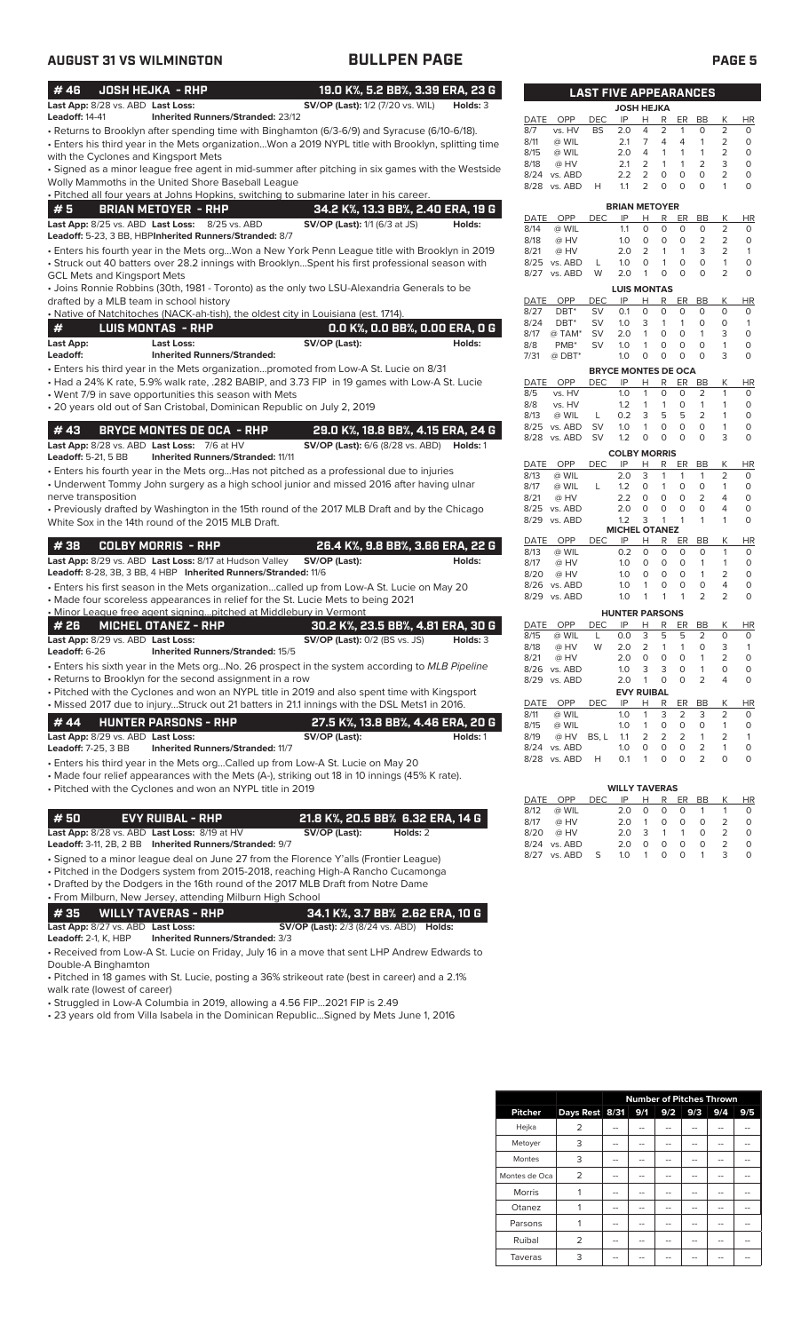## AUGUST 31 VS WILMINGTON — BULLPEN PAGE

### #46 JOSH HEJKA - RHP — 19.0 K%, 5.2 BB%, 3.39 ERA, 23 G

**Last App:** 8/28 vs. ABD **Last Loss:** **SV/OP (Last):** 1/2 (7/20 vs. WIL) **Holds:** 3
**Leadoff:** 14-41 **Inherited Runners/Stranded:** 23/12

- Returns to Brooklyn after spending time with Binghamton (6/3-6/9) and Syracuse (6/10-6/18).
- Enters his third year in the Mets organization...Won a 2019 NYPL title with Brooklyn, splitting time with the Cyclones and Kingsport Mets
- Signed as a minor league free agent in mid-summer after pitching in six games with the Westside Wolly Mammoths in the United Shore Baseball League
- Pitched all four years at Johns Hopkins, switching to submarine later in his career.

### #5 BRIAN METOYER - RHP — 34.2 K%, 13.3 BB%, 2.40 ERA, 19 G

**Last App:** 8/25 vs. ABD **Last Loss:** 8/25 vs. ABD **SV/OP (Last):** 1/1 (6/3 at JS) **Holds:**
**Leadoff:** 5-23, 3 BB, HBP **Inherited Runners/Stranded:** 8/7

- Enters his fourth year in the Mets org...Won a New York Penn League title with Brooklyn in 2019
- Struck out 40 batters over 28.2 innings with Brooklyn...Spent his first professional season with GCL Mets and Kingsport Mets
- Joins Ronnie Robbins (30th, 1981 - Toronto) as the only two LSU-Alexandria Generals to be drafted by a MLB team in school history
- Native of Natchitoches (NACK-ah-tish), the oldest city in Louisiana (est. 1714).

### # LUIS MONTAS - RHP — 0.0 K%, 0.0 BB%, 0.00 ERA, 0 G

**Last App:** **Last Loss:** **SV/OP (Last):** **Holds:**
**Leadoff:** **Inherited Runners/Stranded:**

- Enters his third year in the Mets organization...promoted from Low-A St. Lucie on 8/31
- Had a 24% K rate, 5.9% walk rate, .282 BABIP, and 3.73 FIP in 19 games with Low-A St. Lucie
- Went 7/9 in save opportunities this season with Mets
- 20 years old out of San Cristobal, Dominican Republic on July 2, 2019

### #43 BRYCE MONTES DE OCA - RHP — 29.0 K%, 18.8 BB%, 4.15 ERA, 24 G

**Last App:** 8/28 vs. ABD **Last Loss:** 7/6 at HV **SV/OP (Last):** 6/6 (8/28 vs. ABD) **Holds:** 1
**Leadoff:** 5-21, 5 BB **Inherited Runners/Stranded:** 11/11

- Enters his fourth year in the Mets org...Has not pitched as a professional due to injuries
- Underwent Tommy John surgery as a high school junior and missed 2016 after having ulnar nerve transposition
- Previously drafted by Washington in the 15th round of the 2017 MLB Draft and by the Chicago White Sox in the 14th round of the 2015 MLB Draft.

### #38 COLBY MORRIS - RHP — 26.4 K%, 9.8 BB%, 3.66 ERA, 22 G

**Last App:** 8/29 vs. ABD **Last Loss:** 8/17 at Hudson Valley **SV/OP (Last):** **Holds:**
**Leadoff:** 8-28, 3B, 3 BB, 4 HBP **Inherited Runners/Stranded:** 11/6

- Enters his first season in the Mets organization...called up from Low-A St. Lucie on May 20
- Made four scoreless appearances in relief for the St. Lucie Mets to begin 2021
- Minor League free agent signing...pitched at Middlebury in Vermont

### #26 MICHEL OTANEZ - RHP — 30.2 K%, 23.5 BB%, 4.81 ERA, 30 G

**Last App:** 8/29 vs. ABD **Last Loss:** **SV/OP (Last):** 0/2 (BS vs. JS) **Holds:** 3
**Leadoff:** 6-26 **Inherited Runners/Stranded:** 15/5

- Enters his sixth year in the Mets org...No. 26 prospect in the system according to *MLB Pipeline*
- Returns to Brooklyn for the second assignment in a row
- Pitched with the Cyclones and won an NYPL title in 2019 and also spent time with Kingsport
- Missed 2017 due to injury...Struck out 21 batters in 21.1 innings with the DSL Mets1 in 2016.

### #44 HUNTER PARSONS - RHP — 27.5 K%, 13.8 BB%, 4.46 ERA, 20 G

**Last App:** 8/29 vs. ABD **Last Loss:** **SV/OP (Last):** **Holds:** 1
**Leadoff:** 7-25, 3 BB **Inherited Runners/Stranded:** 11/7

- Enters his third year in the Mets org...Called up from Low-A St. Lucie on May 20
- Made four relief appearances with the Mets (A-), striking out 18 in 10 innings (45% K rate).
- Pitched with the Cyclones and won an NYPL title in 2019

### #50 EVY RUIBAL - RHP — 21.8 K%, 20.5 BB% 6.32 ERA, 14 G

**Last App:** 8/28 vs. ABD **Last Loss:** 8/19 at HV **SV/OP (Last):** **Holds:** 2
**Leadoff:** 3-11, 2B, 2 BB **Inherited Runners/Stranded:** 9/7

- Signed to a minor league deal on June 27 from the Florence Y'alls (Frontier League)
- Pitched in the Dodgers system from 2015-2018, reaching High-A Rancho Cucamonga
- Drafted by the Dodgers in the 16th round of the 2017 MLB Draft from Notre Dame
- From Milburn, New Jersey, attending Milburn High School

### #35 WILLY TAVERAS - RHP — 34.1 K%, 3.7 BB% 2.62 ERA, 10 G

**Last App:** 8/27 vs. ABD **Last Loss:** **SV/OP (Last):** 2/3 (8/24 vs. ABD) **Holds:**
**Leadoff:** 2-1, K, HBP **Inherited Runners/Stranded:** 3/3

- Received from Low-A St. Lucie on Friday, July 16 in a move that sent LHP Andrew Edwards to Double-A Binghamton
- Pitched in 18 games with St. Lucie, posting a 36% strikeout rate (best in career) and a 2.1% walk rate (lowest of career)
- Struggled in Low-A Columbia in 2019, allowing a 4.56 FIP...2021 FIP is 2.49
- 23 years old from Villa Isabela in the Dominican Republic...Signed by Mets June 1, 2016

## LAST FIVE APPEARANCES

**JOSH HEJKA**

| DATE | OPP | DEC | IP | H | R | ER | BB | K | HR |
|---|---|---|---|---|---|---|---|---|---|
| 8/7 | vs. HV | BS | 2.0 | 4 | 2 | 1 | 0 | 2 | 0 |
| 8/11 | @ WIL | | 2.1 | 7 | 4 | 4 | 1 | 2 | 0 |
| 8/15 | @ WIL | | 2.0 | 4 | 1 | 1 | 1 | 2 | 0 |
| 8/18 | @ HV | | 2.1 | 2 | 1 | 1 | 2 | 3 | 0 |
| 8/24 | vs. ABD | | 2.2 | 2 | 0 | 0 | 0 | 2 | 0 |
| 8/28 | vs. ABD | H | 1.1 | 2 | 0 | 0 | 0 | 1 | 0 |

**BRIAN METOYER**

| DATE | OPP | DEC | IP | H | R | ER | BB | K | HR |
|---|---|---|---|---|---|---|---|---|---|
| 8/14 | @ WIL | | 1.1 | 0 | 0 | 0 | 0 | 2 | 0 |
| 8/18 | @ HV | | 1.0 | 0 | 0 | 0 | 2 | 2 | 0 |
| 8/21 | @ HV | | 2.0 | 2 | 1 | 1 | 3 | 2 | 1 |
| 8/25 | vs. ABD | L | 1.0 | 0 | 1 | 0 | 0 | 1 | 0 |
| 8/27 | vs. ABD | W | 2.0 | 1 | 0 | 0 | 0 | 2 | 0 |

**LUIS MONTAS**

| DATE | OPP | DEC | IP | H | R | ER | BB | K | HR |
|---|---|---|---|---|---|---|---|---|---|
| 8/27 | DBT* | SV | 0.1 | 0 | 0 | 0 | 0 | 0 | 0 |
| 8/24 | DBT* | SV | 1.0 | 3 | 1 | 1 | 0 | 0 | 1 |
| 8/17 | @ TAM* | SV | 2.0 | 1 | 0 | 0 | 1 | 3 | 0 |
| 8/8 | PMB* | SV | 1.0 | 1 | 0 | 0 | 0 | 1 | 0 |
| 7/31 | @ DBT* | | 1.0 | 0 | 0 | 0 | 0 | 3 | 0 |

**BRYCE MONTES DE OCA**

| DATE | OPP | DEC | IP | H | R | ER | BB | K | HR |
|---|---|---|---|---|---|---|---|---|---|
| 8/5 | vs. HV | | 1.0 | 1 | 0 | 0 | 2 | 1 | 0 |
| 8/8 | vs. HV | | 1.2 | 1 | 1 | 0 | 1 | 1 | 0 |
| 8/13 | @ WIL | L | 0.2 | 3 | 5 | 5 | 2 | 1 | 0 |
| 8/25 | vs. ABD | SV | 1.0 | 1 | 0 | 0 | 0 | 1 | 0 |
| 8/28 | vs. ABD | SV | 1.2 | 0 | 0 | 0 | 0 | 3 | 0 |

**COLBY MORRIS**

| DATE | OPP | DEC | IP | H | R | ER | BB | K | HR |
|---|---|---|---|---|---|---|---|---|---|
| 8/13 | @ WIL | | 2.0 | 3 | 1 | 1 | 1 | 2 | 0 |
| 8/17 | @ WIL | L | 1.2 | 0 | 1 | 0 | 0 | 1 | 0 |
| 8/21 | @ HV | | 2.2 | 0 | 0 | 0 | 2 | 4 | 0 |
| 8/25 | vs. ABD | | 2.0 | 0 | 0 | 0 | 0 | 4 | 0 |
| 8/29 | vs. ABD | | 1.2 | 3 | 1 | 1 | 1 | 1 | 0 |

**MICHEL OTANEZ**

| DATE | OPP | DEC | IP | H | R | ER | BB | K | HR |
|---|---|---|---|---|---|---|---|---|---|
| 8/13 | @ WIL | | 0.2 | 0 | 0 | 0 | 0 | 1 | 0 |
| 8/17 | @ HV | | 1.0 | 0 | 0 | 0 | 1 | 1 | 0 |
| 8/20 | @ HV | | 1.0 | 0 | 0 | 0 | 1 | 2 | 0 |
| 8/26 | vs. ABD | | 1.0 | 1 | 0 | 0 | 0 | 4 | 0 |
| 8/29 | vs. ABD | | 1.0 | 1 | 1 | 1 | 2 | 2 | 0 |

**HUNTER PARSONS**

| DATE | OPP | DEC | IP | H | R | ER | BB | K | HR |
|---|---|---|---|---|---|---|---|---|---|
| 8/15 | @ WIL | L | 0.0 | 3 | 5 | 5 | 2 | 0 | 0 |
| 8/18 | @ HV | W | 2.0 | 2 | 1 | 1 | 0 | 3 | 1 |
| 8/21 | @ HV | | 2.0 | 0 | 0 | 0 | 1 | 2 | 0 |
| 8/26 | vs. ABD | | 1.0 | 3 | 3 | 0 | 1 | 0 | 0 |
| 8/29 | vs. ABD | | 2.0 | 1 | 0 | 0 | 2 | 4 | 0 |

**EVY RUIBAL**

| DATE | OPP | DEC | IP | H | R | ER | BB | K | HR |
|---|---|---|---|---|---|---|---|---|---|
| 8/11 | @ WIL | | 1.0 | 1 | 3 | 2 | 3 | 2 | 0 |
| 8/15 | @ WIL | | 1.0 | 1 | 0 | 0 | 0 | 1 | 0 |
| 8/19 | @ HV | BS, L | 1.1 | 2 | 2 | 2 | 1 | 2 | 1 |
| 8/24 | vs. ABD | | 1.0 | 0 | 0 | 0 | 2 | 1 | 0 |
| 8/28 | vs. ABD | H | 0.1 | 1 | 0 | 0 | 2 | 0 | 0 |

**WILLY TAVERAS**

| DATE | OPP | DEC | IP | H | R | ER | BB | K | HR |
|---|---|---|---|---|---|---|---|---|---|
| 8/12 | @ WIL | | 2.0 | 0 | 0 | 0 | 1 | 1 | 0 |
| 8/17 | @ HV | | 2.0 | 1 | 0 | 0 | 0 | 2 | 0 |
| 8/20 | @ HV | | 2.0 | 3 | 1 | 1 | 0 | 2 | 0 |
| 8/24 | vs. ABD | | 2.0 | 0 | 0 | 0 | 0 | 2 | 0 |
| 8/27 | vs. ABD | S | 1.0 | 1 | 0 | 0 | 1 | 3 | 0 |

| | | Number of Pitches Thrown | | | | | |
|---|---|---|---|---|---|---|---|
| **Pitcher** | **Days Rest** | **8/31** | **9/1** | **9/2** | **9/3** | **9/4** | **9/5** |
| Hejka | 2 | -- | -- | -- | -- | -- | -- |
| Metoyer | 3 | -- | -- | -- | -- | -- | -- |
| Montes | 3 | -- | -- | -- | -- | -- | -- |
| Montes de Oca | 2 | -- | -- | -- | -- | -- | -- |
| Morris | 1 | -- | -- | -- | -- | -- | -- |
| Otanez | 1 | -- | -- | -- | -- | -- | -- |
| Parsons | 1 | -- | -- | -- | -- | -- | -- |
| Ruibal | 2 | -- | -- | -- | -- | -- | -- |
| Taveras | 3 | -- | -- | -- | -- | -- | -- |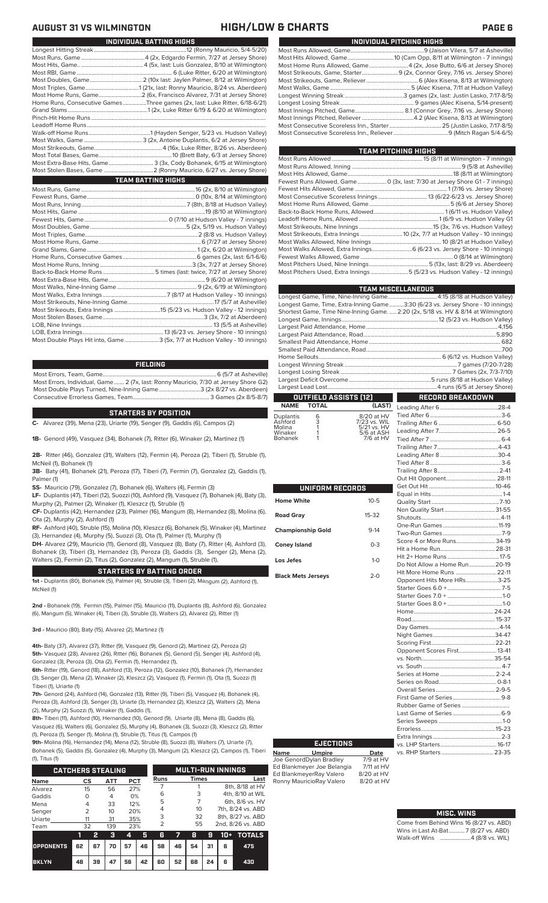# AUGUST 31 VS WILMINGTON — HIGH/LOW & CHARTS

## INDIVIDUAL BATTING HIGHS

| | |
|---|---|
| Longest Hitting Streak | 12 (Ronny Mauricio, 5/4-5/20) |
| Most Runs, Game | 4 (2x, Edgardo Fermin, 7/27 at Jersey Shore) |
| Most Hits, Game | 4 (5x, last: Luis Gonzalez, 8/10 at Wilmington) |
| Most RBI, Game | 6 (Luke Ritter, 6/20 at Wilmington) |
| Most Doubles, Game | 2 (10x last: Jaylen Palmer, 8/12 at Wilmington) |
| Most Triples, Game | 1 (21x, last: Ronny Mauricio, 8/24 vs. Aberdeen) |
| Most Home Runs, Game | 2 (6x, Francisco Alvarez, 7/31 at Jersey Shore) |
| Home Runs, Consecutive Games | Three games (2x, last: Luke Ritter, 6/18-6/21) |
| Grand Slams | 1 (2x, Luke Ritter 6/19 & 6/20 at Wilmington) |
| Pinch-Hit Home Runs | |
| Leadoff Home Runs | |
| Walk-off Home Runs | 1 (Hayden Senger, 5/23 vs. Hudson Valley) |
| Most Walks, Game | 3 (2x, Antoine Duplantis, 6/2 at Jersey Shore) |
| Most Strikeouts, Game | 4 (16x, Luke Ritter, 8/26 vs. Aberdeen) |
| Most Total Bases, Game | 10 (Brett Baty, 6/3 at Jersey Shore) |
| Most Extra-Base Hits, Game | 3 (3x, Cody Bohanek, 6/15 at Wilmington) |
| Most Stolen Bases, Game | 2 (Ronny Mauricio, 6/27 vs. Jersey Shore) |

## TEAM BATTING HIGHS

| | |
|---|---|
| Most Runs, Game | 16 (2x, 8/10 at Wilmington) |
| Fewest Runs, Game | 0 (10x, 8/14 at Wilmington) |
| Most Runs, Inning | 7 (8th, 8/18 at Hudson Valley) |
| Most Hits, Game | 19 (8/10 at Wilmington) |
| Fewest Hits, Game | 0 (7/10 at Hudson Valley - 7 innings) |
| Most Doubles, Game | 5 (2x, 5/19 vs. Hudson Valley) |
| Most Triples, Game | 2 (8/8 vs. Hudson Valley) |
| Most Home Runs, Game | 6 (7/27 at Jersey Shore) |
| Grand Slams, Game | 1 (2x, 6/20 at Wilmington) |
| Home Runs, Consecutive Games | 6 games (2x, last: 6/1-6/6) |
| Most Home Runs, Inning | 3 (3x, 7/27 at Jersey Shore) |
| Back-to-Back Home Runs | 5 times (last: twice, 7/27 at Jersey Shore) |
| Most Extra-Base Hits, Game | 9 (6/20 at Wilmington) |
| Most Walks, Nine-Inning Game | 9 (2x, 6/19 at Wilmington) |
| Most Walks, Extra Innings | 7 (8/17 at Hudson Valley - 10 innings) |
| Most Strikeouts, Nine-Inning Game | 17 (5/7 at Asheville) |
| Most Strikeouts, Extra Innings | 15 (5/23 vs. Hudson Valley - 12 innings) |
| Most Stolen Bases, Game | 3 (3x, 7/2 at Aberdeen) |
| LOB, Nine Innings | 13 (5/5 at Asheville) |
| LOB, Extra Innings | 13 (6/23 vs. Jersey Shore - 10 innings) |
| Most Double Plays Hit into, Game | 3 (5x, 7/7 at Hudson Valley - 10 innings) |

## FIELDING

| | |
|---|---|
| Most Errors, Team, Game | 6 (5/7 at Asheville) |
| Most Errors, Individual, Game | 2 (7x, last: Ronny Mauricio, 7/30 at Jersey Shore G2) |
| Most Double Plays Turned, Nine-Inning Game | 3 (2x 8/27 vs. Aberdeen) |
| Consecutive Errorless Games, Team | 3 Games (2x 8/5-8/7) |

## STARTERS BY POSITION

**C-** Alvarez (39), Mena (23), Uriarte (19), Senger (9), Gaddis (6), Campos (2)

**1B-** Genord (49), Vasquez (34), Bohanek (7), Ritter (6), Winaker (2), Martinez (1)

**2B-** Ritter (46), Gonzalez (31), Walters (12), Fermin (4), Peroza (2), Tiberi (1), Struble (1), McNeil (1), Bohanek (1)

**3B-** Baty (41), Bohanek (21), Peroza (17), Tiberi (7), Fermin (7), Gonzalez (2), Gaddis (1), Palmer (1)

**SS-** Mauricio (79), Gonzalez (7), Bohanek (6), Walters (4), Fermin (3)

**LF-** Duplantis (47), Tiberi (12), Suozzi (10), Ashford (9), Vasquez (7), Bohanek (4), Baty (3), Murphy (2), Palmer (2), Winaker (1), Kleszcz (1), Struble (1)

**CF-** Duplantis (42), Hernandez (23), Palmer (16), Mangum (8), Hernandez (8), Molina (6), Ota (2), Murphy (2), Ashford (1)

**RF-** Ashford (40), Struble (15), Molina (10), Kleszcz (6), Bohanek (5), Winaker (4), Martinez (3), Hernandez (4), Murphy (5), Suozzi (3), Ota (1), Palmer (1), Murphy (1)

**DH-** Alvarez (29), Mauricio (11), Genord (8), Vasquez (8), Baty (7), Ritter (4), Ashford (3), Bohanek (3), Tiberi (3), Hernandez (3), Peroza (3), Gaddis (3), Senger (2), Mena (2), Walters (2), Fermin (2), Titus (2), Gonzalez (2), Mangum (1), Struble (1),

## STARTERS BY BATTING ORDER

**1st -** Duplantis (80), Bohanek (5), Palmer (4), Struble (3), Tiberi (2), Mangum (2), Ashford (1), McNeil (1)

**2nd -** Bohanek (19), Fermin (15), Palmer (15), Mauricio (11), Duplantis (8), Ashford (6), Gonzalez (6), Mangum (5), Winaker (4), Tiberi (3), Struble (3), Walters (2), Alvarez (2), Ritter (1)

**3rd -** Mauricio (80), Baty (15), Alvarez (2), Martinez (1)

**4th-** Baty (37), Alvarez (37), Ritter (9), Vasquez (9), Genord (2), Martinez (2), Peroza (2)

**5th-** Vasquez (28), Alvarez (26), Ritter (16), Bohanek (5), Genord (5), Senger (4), Ashford (4), Gonzalez (3), Peroza (3), Ota (2), Fermin (1), Hernandez (1),

**6th-** Ritter (19), Genord (18), Ashford (13), Peroza (12), Gonzalez (10), Bohanek (7), Hernandez (3), Senger (3), Mena (2), Winaker (2), Kleszcz (2), Vasquez (1), Fermin (1), Ota (1), Suozzi (1) Tiberi (1), Uriarte (1)

**7th-** Genord (24), Ashford (14), Gonzalez (13), Ritter (9), Tiberi (5), Vasquez (4), Bohanek (4), Peroza (3), Ashford (3), Senger (3), Uriarte (3), Hernandez (2), Kleszcz (2), Walters (2), Mena (2), Murphy (2) Suozzi (1), Winaker (1), Gaddis (1),

**8th-** Tiberi (11), Ashford (10), Hernandez (10), Genord (9), Uriarte (8), Mena (8), Gaddis (6), Vasquez (6), Walters (6), Gonzalez (5), Murphy (4), Bohanek (3), Suozzi (3), Kleszcz (3), Ritter (1), Peroza (1), Senger (1), Molina (1), Struble (1), Titus (1), Campos (1)

**9th-** Molina (16), Hernandez (14), Mena (12), Struble (8), Suozzi (8), Walters (7), Uriarte (7), Bohanek (5), Gaddis (5), Gonzalez (4), Murphy (4), Mangum (2), Kleszcz (2), Campos (1), Tiberi (1), Titus (1)

## CATCHERS STEALING

| Name | CS | ATT | PCT |
|---|---|---|---|
| Alvarez | 15 | 56 | 27% |
| Gaddis | 0 | 4 | 0% |
| Mena | 4 | 33 | 12% |
| Senger | 2 | 10 | 20% |
| Uriarte | 11 | 31 | 35% |
| Team | 32 | 139 | 23% |

## MULTI-RUN INNINGS

| Runs | Times | Last |
|---|---|---|
| 7 | 1 | 8th, 8/18 at HV |
| 6 | 3 | 4th, 8/10 at WIL |
| 5 | 7 | 6th, 8/6 vs. HV |
| 4 | 10 | 7th, 8/24 vs. ABD |
| 3 | 32 | 8th, 8/27 vs. ABD |
| 2 | 55 | 2nd, 8/26 vs. ABD |

| | 1 | 2 | 3 | 4 | 5 | 6 | 7 | 8 | 9 | 10+ | TOTALS |
|---|---|---|---|---|---|---|---|---|---|---|---|
| OPPONENTS | 62 | 67 | 70 | 57 | 46 | 58 | 46 | 54 | 31 | 6 | 475 |
| BKLYN | 48 | 39 | 47 | 56 | 42 | 60 | 52 | 68 | 24 | 6 | 430 |

## INDIVIDUAL PITCHING HIGHS

| | |
|---|---|
| Most Runs Allowed, Game | 9 (Jaison Vilera, 5/7 at Asheville) |
| Most Hits Allowed, Game | 10 (Cam Opp, 8/11 at Wilmington - 7 innings) |
| Most Home Runs Allowed, Game | 4 (2x, Jose Butto, 6/6 at Jersey Shore) |
| Most Strikeouts, Game, Starter | 9 (2x, Connor Grey, 7/16 vs. Jersey Shore) |
| Most Strikeouts, Game, Reliever | 6 (Alex Kisena, 8/13 at Wilmington) |
| Most Walks, Game | 5 (Alec Kisena, 7/11 at Hudson Valley) |
| Longest Winning Streak | 3 games (2x, last: Justin Lasko, 7/17-8/5) |
| Longest Losing Streak | 9 games (Alec Kisena, 5/14-present) |
| Most Innings Pitched, Game | 8.1 (Connor Grey, 7/16 vs. Jersey Shore) |
| Most Innings Pitched, Reliever | 4.2 (Alec Kisena, 8/13 at Wilmington) |
| Most Consecutive Scoreless Inn., Starter | 25 (Justin Lasko, 7/17-8/5) |
| Most Consecutive Scoreless Inn., Reliever | 9 (Mitch Ragan 5/4-6/5) |

## TEAM PITCHING HIGHS

| | |
|---|---|
| Most Runs Allowed | 15 (8/11 at Wilmington - 7 innings) |
| Most Runs Allowed, Inning | 9 (5/8 at Asheville) |
| Most Hits Allowed, Game | 18 (8/11 at Wilmington) |
| Fewest Runs Allowed, Game | 0 (3x, last: 7/30 at Jersey Shore G1 - 7 innings) |
| Fewest Hits Allowed, Game | 1 (7/16 vs. Jersey Shore) |
| Most Consecutive Scoreless Innings | 13 (6/22-6/23 vs. Jersey Shore) |
| Most Home Runs Allowed, Game | 5 (6/6 at Jersey Shore) |
| Back-to-Back Home Runs, Allowed | 1 (6/11 vs. Hudson Valley) |
| Leadoff Home Runs, Allowed | 1 (6/9 vs. Hudson Valley G1 |
| Most Strikeouts, Nine Innings | 15 (3x, 7/6 vs. Hudson Valley) |
| Most Strikeouts, Extra Innings | 10 (2x, 7/7 at Hudson Valley - 10 innings) |
| Most Walks Allowed, Nine Innings | 10 (8/21 at Hudson Valley) |
| Most Walks Allowed, Extra Innings | 6 (6/23 vs. Jersey Shore - 10 innings) |
| Fewest Walks Allowed, Game | 0 (8/14 at Wilmington) |
| Most Pitchers Used, Nine Innings | 5 (13x, last: 8/29 vs. Aberdeen) |
| Most Pitchers Used, Extra Innings | 5 (5/23 vs. Hudson Valley - 12 innings) |

## TEAM MISCELLANEOUS

| | |
|---|---|
| Longest Game, Time, Nine-Inning Game | 4:15 (8/18 at Hudson Valley) |
| Longest Game, Time, Extra-Inning Game | 3:30 (6/23 vs. Jersey Shore - 10 innings) |
| Shortest Game, Time, Nine-Inning Game | 2:20 (2x, 5/18 vs. HV & 8/14 at Wilmington) |
| Longest Game, Innings | 12 (5/23 vs. Hudson Valley) |
| Largest Paid Attendance, Home | 4,156 |
| Largest Paid Attendance, Road | 5,890 |
| Smallest Paid Attendance, Home | 682 |
| Smallest Paid Attendance, Road | 700 |
| Home Sellouts | 6 (6/12 vs. Hudson Valley) |
| Longest Winning Streak | 7 games (7/20-7/28) |
| Longest Losing Streak | 7 Games (2x, 7/3-7/10) |
| Largest Deficit Overcome | 5 runs (8/18 at Hudson Valley) |
| Largest Lead Lost | 4 runs (6/5 at Jersey Shore) |

## OUTFIELD ASSISTS (12)

| NAME | TOTAL | (LAST) |
|---|---|---|
| Duplantis | 6 | 8/20 at HV |
| Ashford | 3 | 7/23 vs. WIL |
| Molina | 1 | 5/21 vs. HV |
| Winaker | 1 | 5/6 at ASH |
| Bohanek | 1 | 7/6 at HV |

## UNIFORM RECORDS

| | |
|---|---|
| Home White | 10-5 |
| Road Gray | 15-32 |
| Championship Gold | 9-14 |
| Coney Island | 0-3 |
| Los Jefes | 1-0 |
| Black Mets Jerseys | 2-0 |

## EJECTIONS

| Name | Umpire | Date |
|---|---|---|
| Joe Genord | Dylan Bradley | 7/9 at HV |
| Ed Blankmeyer | Joe Belangia | 7/11 at HV |
| Ed Blankmeyer | Ray Valero | 8/20 at HV |
| Ronny Mauricio | Ray Valero | 8/20 at HV |

## RECORD BREAKDOWN

| | |
|---|---|
| Leading After 6 | 28-4 |
| Tied After 6 | 3-6 |
| Trailing After 6 | 6-50 |
| Leading After 7 | 26-5 |
| Tied After 7 | 6-4 |
| Trailing After 7 | 4-43 |
| Leading After 8 | 30-4 |
| Tied After 8 | 3-6 |
| Trailing After 8 | 2-41 |
| Out Hit Opponent | 28-11 |
| Get Out Hit | 10-46 |
| Equal in Hits | 1-4 |
| Quality Start | 7-10 |
| Non Quality Start | 31-55 |
| Shutouts | 4-11 |
| One-Run Games | 11-19 |
| Two-Run Games | 7-9 |
| Score 4 or More Runs | 34-19 |
| Hit a Home Run | 28-31 |
| Hit 2+ Home Runs | 17-5 |
| Do Not Allow a Home Run | 20-19 |
| Hit More Home Runs | 22-11 |
| Opponent Hits More HRs | 3-25 |
| Starter Goes 6.0 + | 7-5 |
| Starter Goes 7.0 + | 1-0 |
| Starter Goes 8.0 + | 1-0 |
| Home | 24-24 |
| Road | 15-37 |
| Day Games | 4-14 |
| Night Games | 34-47 |
| Scoring First | 22-21 |
| Opponent Scores First | 13-41 |
| vs. North | 35-54 |
| vs. South | 4-7 |
| Series at Home | 2-2-4 |
| Series on Road | 0-8-1 |
| Overall Series | 2-9-5 |
| First Game of Series | 9-8 |
| Rubber Game of Series | |
| Last Game of Series | 6-9 |
| Series Sweeps | 1-0 |
| Errorless | 15-23 |
| Extra Innings | 2-3 |
| vs. LHP Starters | 16-17 |
| vs. RHP Starters | 23-35 |

## MISC. WINS

| | |
|---|---|
| Come from Behind Wins | 16 (8/27 vs. ABD) |
| Wins in Last At-Bat | 7 (8/27 vs. ABD) |
| Walk-off Wins | 4 (8/8 vs. WIL) |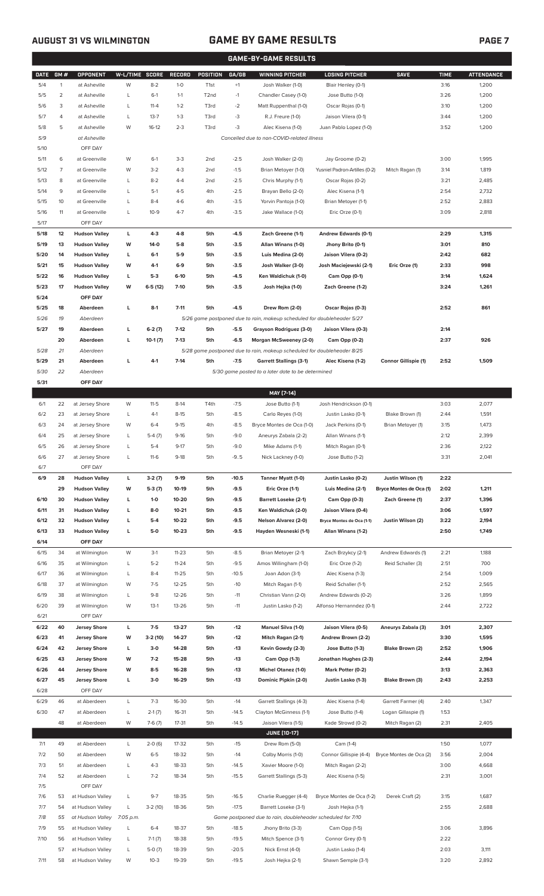## AUGUST 31 VS WILMINGTON — GAME BY GAME RESULTS

### GAME-BY-GAME RESULTS

| DATE | GM # | OPPONENT | W-L/TIME | SCORE | RECORD | POSITION | GA/GB | WINNING PITCHER | LOSING PITCHER | SAVE | TIME | ATTENDANCE |
|---|---|---|---|---|---|---|---|---|---|---|---|---|
| 5/4 | 1 | at Asheville | W | 8-2 | 1-0 | T1st | +1 | Josh Walker (1-0) | Blair Henley (0-1) | | 3:16 | 1,200 |
| 5/5 | 2 | at Asheville | L | 6-1 | 1-1 | T2nd | -1 | Chandler Casey (1-0) | Jose Butto (1-0) | | 3:26 | 1,200 |
| 5/6 | 3 | at Asheville | L | 11-4 | 1-2 | T3rd | -2 | Matt Ruppenthal (1-0) | Oscar Rojas (0-1) | | 3:10 | 1,200 |
| 5/7 | 4 | at Asheville | L | 13-7 | 1-3 | T3rd | -3 | R.J. Freure (1-0) | Jaison Vilera (0-1) | | 3:44 | 1,200 |
| 5/8 | 5 | at Asheville | W | 16-12 | 2-3 | T3rd | -3 | Alec Kisena (1-0) | Juan Pablo Lopez (1-0) | | 3:52 | 1,200 |
| 5/9 | | *at Asheville* | | | | | | *Cancelled due to non-COVID-related illness* | | | | |
| 5/10 | | OFF DAY | | | | | | | | | | |
| 5/11 | 6 | at Greenville | W | 6-1 | 3-3 | 2nd | -2.5 | Josh Walker (2-0) | Jay Groome (0-2) | | 3:00 | 1,995 |
| 5/12 | 7 | at Greenville | W | 3-2 | 4-3 | 2nd | -1.5 | Brian Metoyer (1-0) | Yusniel Padron-Artilles (0-2) | Mitch Ragan (1) | 3:14 | 1,819 |
| 5/13 | 8 | at Greenville | L | 8-2 | 4-4 | 2nd | -2.5 | Chris Murphy (1-1) | Oscar Rojas (0-2) | | 3:21 | 2,485 |
| 5/14 | 9 | at Greenville | L | 5-1 | 4-5 | 4th | -2.5 | Brayan Bello (2-0) | Alec Kisena (1-1) | | 2:54 | 2,732 |
| 5/15 | 10 | at Greenville | L | 8-4 | 4-6 | 4th | -3.5 | Yorvin Pantoja (1-0) | Brian Metoyer (1-1) | | 2:52 | 2,883 |
| 5/16 | 11 | at Greenville | L | 10-9 | 4-7 | 4th | -3.5 | Jake Wallace (1-0) | Eric Orze (0-1) | | 3:09 | 2,818 |
| 5/17 | | OFF DAY | | | | | | | | | | |
| **5/18** | **12** | **Hudson Valley** | **L** | **4-3** | **4-8** | **5th** | **-4.5** | **Zach Greene (1-1)** | **Andrew Edwards (0-1)** | | **2:29** | **1,315** |
| **5/19** | **13** | **Hudson Valley** | **W** | **14-0** | **5-8** | **5th** | **-3.5** | **Allan Winans (1-0)** | **Jhony Brito (0-1)** | | **3:01** | **810** |
| **5/20** | **14** | **Hudson Valley** | **L** | **6-1** | **5-9** | **5th** | **-3.5** | **Luis Medina (2-0)** | **Jaison Vilera (0-2)** | | **2:42** | **682** |
| **5/21** | **15** | **Hudson Valley** | **W** | **4-1** | **6-9** | **5th** | **-3.5** | **Josh Walker (3-0)** | **Josh Maciejewski (2-1)** | **Eric Orze (1)** | **2:33** | **998** |
| **5/22** | **16** | **Hudson Valley** | **L** | **5-3** | **6-10** | **5th** | **-4.5** | **Ken Waldichuk (1-0)** | **Cam Opp (0-1)** | | **3:14** | **1,624** |
| **5/23** | **17** | **Hudson Valley** | **W** | **6-5 (12)** | **7-10** | **5th** | **-3.5** | **Josh Hejka (1-0)** | **Zach Greene (1-2)** | | **3:24** | **1,261** |
| **5/24** | | **OFF DAY** | | | | | | | | | | |
| **5/25** | **18** | **Aberdeen** | **L** | **8-1** | **7-11** | **5th** | **-4.5** | **Drew Rom (2-0)** | **Oscar Rojas (0-3)** | | **2:52** | **861** |
| *5/26* | *19* | *Aberdeen* | | | | | | *5/26 game postponed due to rain, makeup scheduled for doubleheader 5/27* | | | | |
| **5/27** | **19** | **Aberdeen** | **L** | **6-2 (7)** | **7-12** | **5th** | **-5.5** | **Grayson Rodriguez (3-0)** | **Jaison Vilera (0-3)** | | **2:14** | |
| | **20** | **Aberdeen** | **L** | **10-1 (7)** | **7-13** | **5th** | **-6.5** | **Morgan McSweeney (2-0)** | **Cam Opp (0-2)** | | **2:37** | **926** |
| *5/28* | *21* | *Aberdeen* | | | | | | *5/28 game postponed due to rain, makeup scheduled for doubleheader 8/25* | | | | |
| **5/29** | **21** | **Aberdeen** | **L** | **4-1** | **7-14** | **5th** | **-7.5** | **Garrett Stallings (3-1)** | **Alec Kisena (1-2)** | **Connor Gillispie (1)** | **2:52** | **1,509** |
| *5/30* | *22* | *Aberdeen* | | | | | | *5/30 game posted to a later date to be determined* | | | | |
| **5/31** | | **OFF DAY** | | | | | | | | | | |
| | | | | | | | | **MAY [7-14]** | | | | |
| 6/1 | 22 | at Jersey Shore | W | 11-5 | 8-14 | T4th | -7.5 | Jose Butto (1-1) | Josh Hendrickson (0-1) | | 3:03 | 2,077 |
| 6/2 | 23 | at Jersey Shore | L | 4-1 | 8-15 | 5th | -8.5 | Carlo Reyes (1-0) | Justin Lasko (0-1) | Blake Brown (1) | 2:44 | 1,591 |
| 6/3 | 24 | at Jersey Shore | W | 6-4 | 9-15 | 4th | -8.5 | Bryce Montes de Oca (1-0) | Jack Perkins (0-1) | Brian Metoyer (1) | 3:15 | 1,473 |
| 6/4 | 25 | at Jersey Shore | L | 5-4 (7) | 9-16 | 5th | -9.0 | Aneurys Zabala (2-2) | Allan Winans (1-1) | | 2:12 | 2,399 |
| 6/5 | 26 | at Jersey Shore | L | 5-4 | 9-17 | 5th | -9.0 | Mike Adams (1-1) | Mitch Ragan (0-1) | | 2:36 | 2,122 |
| 6/6 | 27 | at Jersey Shore | L | 11-6 | 9-18 | 5th | -9..5 | Nick Lackney (1-0) | Jose Butto (1-2) | | 3:31 | 2,041 |
| 6/7 | | OFF DAY | | | | | | | | | | |
| **6/9** | **28** | **Hudson Valley** | **L** | **3-2 (7)** | **9-19** | **5th** | **-10.5** | **Tanner Myatt (1-0)** | **Justin Lasko (0-2)** | **Justin Wilson (1)** | **2:22** | |
| | **29** | **Hudson Valley** | **W** | **5-3 (7)** | **10-19** | **5th** | **-9.5** | **Eric Orze (1-1)** | **Luis Medina (2-1)** | **Bryce Montes de Oca (1)** | **2:02** | **1,211** |
| **6/10** | **30** | **Hudson Valley** | **L** | **1-0** | **10-20** | **5th** | **-9.5** | **Barrett Loseke (2-1)** | **Cam Opp (0-3)** | **Zach Greene (1)** | **2:37** | **1,396** |
| **6/11** | **31** | **Hudson Valley** | **L** | **8-0** | **10-21** | **5th** | **-9.5** | **Ken Waldichuk (2-0)** | **Jaison Vilera (0-4)** | | **3:06** | **1,597** |
| **6/12** | **32** | **Hudson Valley** | **L** | **5-4** | **10-22** | **5th** | **-9.5** | **Nelson Alvarez (2-0)** | **Bryce Montes de Oca (1-1)** | **Justin Wilson (2)** | **3:22** | **2,194** |
| **6/13** | **33** | **Hudson Valley** | **L** | **5-0** | **10-23** | **5th** | **-9.5** | **Hayden Wesneski (1-1)** | **Allan Winans (1-2)** | | **2:50** | **1,749** |
| **6/14** | | **OFF DAY** | | | | | | | | | | |
| 6/15 | 34 | at Wilmington | W | 3-1 | 11-23 | 5th | -8.5 | Brian Metoyer (2-1) | Zach Brzykcy (2-1) | Andrew Edwards (1) | 2:21 | 1,188 |
| 6/16 | 35 | at Wilmington | L | 5-2 | 11-24 | 5th | -9.5 | Amos Willingham (1-0) | Eric Orze (1-2) | Reid Schaller (3) | 2:51 | 700 |
| 6/17 | 36 | at Wilmington | L | 8-4 | 11-25 | 5th | -10.5 | Joan Adon (3-1) | Alec Kisena (1-3) | | 2:54 | 1,009 |
| 6/18 | 37 | at Wilmington | W | 7-5 | 12-25 | 5th | -10 | Mitch Ragan (1-1) | Reid Schaller (1-1) | | 2:52 | 2,565 |
| 6/19 | 38 | at Wilmington | L | 9-8 | 12-26 | 5th | -11 | Christian Vann (2-0) | Andrew Edwards (0-2) | | 3:26 | 1,899 |
| 6/20 | 39 | at Wilmington | W | 13-1 | 13-26 | 5th | -11 | Justin Lasko (1-2) | Alfonso Hernanndez (0-1) | | 2:44 | 2,722 |
| 6/21 | | OFF DAY | | | | | | | | | | |
| **6/22** | **40** | **Jersey Shore** | **L** | **7-5** | **13-27** | **5th** | **-12** | **Manuel Silva (1-0)** | **Jaison Vilera (0-5)** | **Aneurys Zabala (3)** | **3:01** | **2,307** |
| **6/23** | **41** | **Jersey Shore** | **W** | **3-2 (10)** | **14-27** | **5th** | **-12** | **Mitch Ragan (2-1)** | **Andrew Brown (2-2)** | | **3:30** | **1,595** |
| **6/24** | **42** | **Jersey Shore** | **L** | **3-0** | **14-28** | **5th** | **-13** | **Kevin Gowdy (2-3)** | **Jose Butto (1-3)** | **Blake Brown (2)** | **2:52** | **1,906** |
| **6/25** | **43** | **Jersey Shore** | **W** | **7-2** | **15-28** | **5th** | **-13** | **Cam Opp (1-3)** | **Jonathan Hughes (2-3)** | | **2:44** | **2,194** |
| **6/26** | **44** | **Jersey Shore** | **W** | **8-5** | **16-28** | **5th** | **-13** | **Michel Otanez (1-0)** | **Mark Potter (0-2)** | | **3:13** | **2,363** |
| **6/27** | **45** | **Jersey Shore** | **L** | **3-0** | **16-29** | **5th** | **-13** | **Dominic Pipkin (2-0)** | **Justin Lasko (1-3)** | **Blake Brown (3)** | **2:43** | **2,253** |
| 6/28 | | OFF DAY | | | | | | | | | | |
| 6/29 | 46 | at Aberdeen | L | 7-3 | 16-30 | 5th | -14 | Garrett Stallings (4-3) | Alec Kisena (1-4) | Garrett Farmer (4) | 2:40 | 1,347 |
| 6/30 | 47 | at Aberdeen | L | 2-1 (7) | 16-31 | 5th | -14.5 | Clayton McGinness (1-1) | Jose Butto (1-4) | Logan Gillaspie (1) | 1:53 | |
| | 48 | at Aberdeen | W | 7-6 (7) | 17-31 | 5th | -14.5 | Jaison Vilera (1-5) | Kade Strowd (0-2) | Mitch Ragan (2) | 2:31 | 2,405 |
| | | | | | | | | **JUNE [10-17]** | | | | |
| 7/1 | 49 | at Aberdeen | L | 2-0 (6) | 17-32 | 5th | -15 | Drew Rom (5-0) | Cam (1-4) | | 1:50 | 1,077 |
| 7/2 | 50 | at Aberdeen | W | 6-5 | 18-32 | 5th | -14 | Colby Morris (1-0) | Connor Gillispie (4-4) | Bryce Montes de Oca (2) | 3:56 | 2,004 |
| 7/3 | 51 | at Aberdeen | L | 4-3 | 18-33 | 5th | -14.5 | Xavier Moore (1-0) | Mitch Ragan (2-2) | | 3:00 | 4,668 |
| 7/4 | 52 | at Aberdeen | L | 7-2 | 18-34 | 5th | -15.5 | Garrett Stallings (5-3) | Alec Kisena (1-5) | | 2:31 | 3,001 |
| 7/5 | | OFF DAY | | | | | | | | | | |
| 7/6 | 53 | at Hudson Valley | L | 9-7 | 18-35 | 5th | -16.5 | Charlie Ruegger (4-4) | Bryce Montes de Oca (1-2) | Derek Craft (2) | 3:15 | 1,687 |
| 7/7 | 54 | at Hudson Valley | L | 3-2 (10) | 18-36 | 5th | -17.5 | Barrett Loseke (3-1) | Josh Hejka (1-1) | | 2:55 | 2,688 |
| *7/8* | *55* | *at Hudson Valley* | *7:05 p.m.* | | | | | *Game postponed due to rain, doubleheader scheduled for 7/10* | | | | |
| 7/9 | 55 | at Hudson Valley | L | 6-4 | 18-37 | 5th | -18.5 | Jhony Brito (3-3) | Cam Opp (1-5) | | 3:06 | 3,896 |
| 7/10 | 56 | at Hudson Valley | L | 7-1 (7) | 18-38 | 5th | -19.5 | Mitch Spence (3-1) | Connor Grey (0-1) | | 2:22 | |
| | 57 | at Hudson Valley | L | 5-0 (7) | 18-39 | 5th | -20.5 | Nick Ernst (4-0) | Justin Lasko (1-4) | | 2:03 | 3,111 |
| 7/11 | 58 | at Hudson Valley | W | 10-3 | 19-39 | 5th | -19.5 | Josh Hejka (2-1) | Shawn Semple (3-1) | | 3:20 | 2,892 |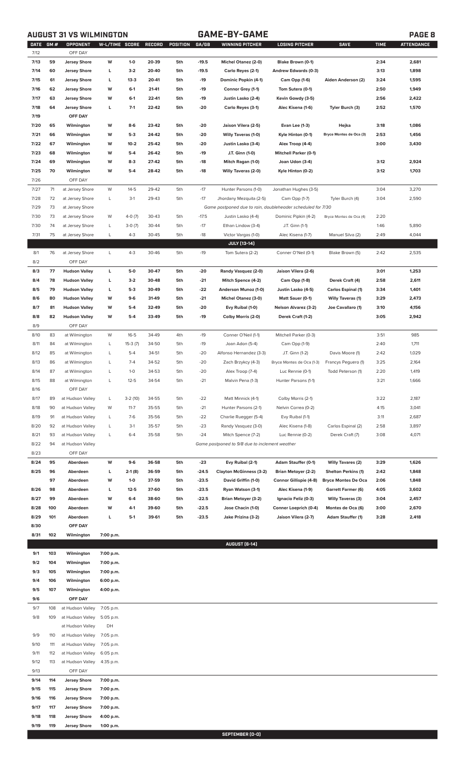**AUGUST 31 VS WILMINGTON**

# GAME-BY-GAME

| DATE | GM # | OPPONENT | W-L/TIME | SCORE | RECORD | POSITION | GA/GB | WINNING PITCHER | LOSING PITCHER | SAVE | TIME | ATTENDANCE |
|---|---|---|---|---|---|---|---|---|---|---|---|---|
| 7/12 | | OFF DAY | | | | | | | | | | |
| 7/13 | 59 | Jersey Shore | W | 1-0 | 20-39 | 5th | -19.5 | Michel Otanez (2-0) | Blake Brown (0-1) | | 2:34 | 2,681 |
| 7/14 | 60 | Jersey Shore | L | 3-2 | 20-40 | 5th | -19.5 | Carlo Reyes (2-1) | Andrew Edwards (0-3) | | 3:13 | 1,898 |
| 7/15 | 61 | Jersey Shore | L | 13-3 | 20-41 | 5th | -19 | Dominic Popkin (4-1) | Cam Opp (1-6) | Aiden Anderson (2) | 3:24 | 1,595 |
| 7/16 | 62 | Jersey Shore | W | 6-1 | 21-41 | 5th | -19 | Connor Grey (1-1) | Tom Sutera (0-1) | | 2:50 | 1,949 |
| 7/17 | 63 | Jersey Shore | W | 6-1 | 22-41 | 5th | -19 | Justin Lasko (2-4) | Kevin Gowdy (3-5) | | 2:56 | 2,422 |
| 7/18 | 64 | Jersey Shore | L | 7-1 | 22-42 | 5th | -20 | Carlo Reyes (3-1) | Alec Kisena (1-6) | Tyler Burch (3) | 2:52 | 1,570 |
| 7/19 | | OFF DAY | | | | | | | | | | |
| 7/20 | 65 | Wilmington | W | 8-6 | 23-42 | 5th | -20 | Jaison Vilera (2-5) | Evan Lee (1-3) | Hejka | 3:18 | 1,086 |
| 7/21 | 66 | Wilmington | W | 5-3 | 24-42 | 5th | -20 | Willy Taveras (1-0) | Kyle Hinton (0-1) | Bryce Montes de Oca (3) | 2:53 | 1,456 |
| 7/22 | 67 | Wilmington | W | 10-2 | 25-42 | 5th | -20 | Justin Lasko (3-4) | Alex Troop (4-4) | | 3:00 | 3,430 |
| 7/23 | 68 | Wilmington | W | 5-4 | 26-42 | 5th | -19 | J.T. Ginn (1-0) | Mitchell Parker (0-1) | | | |
| 7/24 | 69 | Wilmington | W | 8-3 | 27-42 | 5th | -18 | Mitch Ragan (1-0) | Joan Udon (3-4) | | 3:12 | 2,924 |
| 7/25 | 70 | Wilmington | W | 5-4 | 28-42 | 5th | -18 | Willy Taveras (2-0) | Kyle Hinton (0-2) | | 3:12 | 1,703 |
| 7/26 | | OFF DAY | | | | | | | | | | |
| 7/27 | 71 | at Jersey Shore | W | 14-5 | 29-42 | 5th | -17 | Hunter Parsons (1-0) | Jonathan Hughes (3-5) | | 3:04 | 3,270 |
| 7/28 | 72 | at Jersey Shore | L | 3-1 | 29-43 | 5th | -17 | Jhordany Mezquita (2-5) | Cam Opp (1-7) | Tyler Burch (4) | 3:04 | 2,590 |
| 7/29 | 73 | at Jersey Shore | | | | | | Game postponed due to rain, doubleheader scheduled for 7/30 | | | | |
| 7/30 | 73 | at Jersey Shore | W | 4-0 (7) | 30-43 | 5th | -17.5 | Justin Lasko (4-4) | Dominic Pipkin (4-2) | Bryce Montes de Oca (4) | 2:20 | |
| 7/30 | 74 | at Jersey Shore | L | 3-0 (7) | 30-44 | 5th | -17 | Ethan Lindow (3-4) | J.T. Ginn (1-1) | | 1:46 | 5,890 |
| 7/31 | 75 | at Jersey Shore | L | 4-3 | 30-45 | 5th | -18 | Victor Vargas (1-0) | Alec Kisena (1-7) | Manuel Silva (2) | 2:49 | 4,044 |
| | | | | | | | | **JULY (13-14)** | | | | |
| 8/1 | 76 | at Jersey Shore | L | 4-3 | 30-46 | 5th | -19 | Tom Sutera (2-2) | Conner O'Neil (0-1) | Blake Brown (5) | 2:42 | 2,535 |
| 8/2 | | OFF DAY | | | | | | | | | | |
| 8/3 | 77 | Hudson Valley | L | 5-0 | 30-47 | 5th | -20 | Randy Vasquez (2-0) | Jaison Vilera (2-6) | | 3:01 | 1,253 |
| 8/4 | 78 | Hudson Valley | L | 3-2 | 30-48 | 5th | -21 | Mitch Spence (4-2) | Cam Opp (1-8) | Derek Craft (4) | 2:58 | 2,611 |
| 8/5 | 79 | Hudson Valley | L | 5-3 | 30-49 | 5th | -22 | Anderson Munoz (1-0) | Justin Lasko (4-5) | Carlos Espinal (1) | 3:34 | 1,401 |
| 8/6 | 80 | Hudson Valley | W | 9-6 | 31-49 | 5th | -21 | Michel Otanez (3-0) | Matt Sauer (0-1) | Willy Taveras (1) | 3:29 | 2,473 |
| 8/7 | 81 | Hudson Valley | W | 5-4 | 32-49 | 5th | -20 | Evy Ruibal (1-0) | Nelson Alvarez (3-2) | Joe Cavallaro (1) | 3:10 | 4,156 |
| 8/8 | 82 | Hudson Valley | W | 5-4 | 33-49 | 5th | -19 | Colby Morris (2-0) | Derek Craft (1-2) | | 3:05 | 2,942 |
| 8/9 | | OFF DAY | | | | | | | | | | |
| 8/10 | 83 | at Wilmington | W | 16-5 | 34-49 | 4th | -19 | Conner O'Neil (1-1) | Mitchell Parker (0-3) | | 3:51 | 985 |
| 8/11 | 84 | at Wilmington | L | 15-3 (7) | 34-50 | 5th | -19 | Joan Adon (5-4) | Cam Opp (1-9) | | 2:40 | 1,711 |
| 8/12 | 85 | at Wilmington | L | 5-4 | 34-51 | 5th | -20 | Alfonso Hernandez (3-3) | J.T. Ginn (1-2) | Davis Moore (1) | 2:42 | 1,029 |
| 8/13 | 86 | at Wilmington | L | 7-4 | 34-52 | 5th | -20 | Zach Brzykcy (4-3) | Bryce Montes de Oca (1-3) | Francys Peguero (1) | 3:25 | 2,164 |
| 8/14 | 87 | at Wilmington | L | 1-0 | 34-53 | 5th | -20 | Alex Troop (7-4) | Luc Rennie (0-1) | Todd Peterson (1) | 2:20 | 1,419 |
| 8/15 | 88 | at Wilmington | L | 12-5 | 34-54 | 5th | -21 | Malvin Pena (1-3) | Hunter Parsons (1-1) | | 3:21 | 1,666 |
| 8/16 | | OFF DAY | | | | | | | | | | |
| 8/17 | 89 | at Hudson Valley | L | 3-2 (10) | 34-55 | 5th | -22 | Matt Minnick (4-1) | Colby Morris (2-1) | | 3:22 | 2,187 |
| 8/18 | 90 | at Hudson Valley | W | 11-7 | 35-55 | 5th | -21 | Hunter Parsons (2-1) | Nelvin Correa (0-2) | | 4:15 | 3,041 |
| 8/19 | 91 | at Hudson Valley | L | 7-6 | 35-56 | 5th | -22 | Charlie Ruegger (5-4) | Evy Ruibal (1-1) | | 3:11 | 2,687 |
| 8/20 | 92 | at Hudson Valley | L | 3-1 | 35-57 | 5th | -23 | Randy Vasquez (3-0) | Alec Kisena (1-8) | Carlos Espinal (2) | 2:58 | 3,897 |
| 8/21 | 93 | at Hudson Valley | L | 6-4 | 35-58 | 5th | -24 | Mitch Spence (7-2) | Luc Rennie (0-2) | Derek Craft (7) | 3:08 | 4,071 |
| 8/22 | 94 | at Hudson Valley | | | | | | Game postponed to 9/8 due to inclement weather | | | | |
| 8/23 | | OFF DAY | | | | | | | | | | |
| 8/24 | 95 | Aberdeen | W | 9-6 | 36-58 | 5th | -23 | Evy Ruibal (2-1) | Adam Stauffer (0-1) | Willy Tavares (2) | 3:29 | 1,626 |
| 8/25 | 96 | Aberdeen | L | 2-1 (8) | 36-59 | 5th | -24.5 | Clayton McGinness (3-2) | Brian Metoyer (2-2) | Shelton Perkins (1) | 2:42 | 1,848 |
| | 97 | Aberdeen | W | 1-0 | 37-59 | 5th | -23.5 | David Griffin (1-0) | Connor Gillispie (4-8) | Bryce Montes De Oca | 2:06 | 1,848 |
| 8/26 | 98 | Aberdeen | L | 12-5 | 37-60 | 5th | -23.5 | Ryan Watson (3-1) | Alec Kisena (1-9) | Garrett Farmer (6) | 4:05 | 3,602 |
| 8/27 | 99 | Aberdeen | W | 6-4 | 38-60 | 5th | -22.5 | Brian Metoyer (3-2) | Ignacio Feliz (0-3) | Willy Taveras (3) | 3:04 | 2,457 |
| 8/28 | 100 | Aberdeen | W | 4-1 | 39-60 | 5th | -22.5 | Jose Chacin (1-0) | Conner Loeprich (0-4) | Montes de Oca (6) | 3:00 | 2,670 |
| 8/29 | 101 | Aberdeen | L | 5-1 | 39-61 | 5th | -23.5 | Jake Prizina (3-2) | Jaison Vilera (2-7) | Adam Stauffer (1) | 3:28 | 2,418 |
| 8/30 | | OFF DAY | | | | | | | | | | |
| 8/31 | 102 | Wilmington | 7:00 p.m. | | | | | | | | | |
| | | | | | | | | **AUGUST (6-14)** | | | | |
| 9/1 | 103 | Wilmington | 7:00 p.m. | | | | | | | | | |
| 9/2 | 104 | Wilmington | 7:00 p.m. | | | | | | | | | |
| 9/3 | 105 | Wilmington | 7:00 p.m. | | | | | | | | | |
| 9/4 | 106 | Wilmington | 6:00 p.m. | | | | | | | | | |
| 9/5 | 107 | Wilmington | 4:00 p.m. | | | | | | | | | |
| 9/6 | | OFF DAY | | | | | | | | | | |
| 9/7 | 108 | at Hudson Valley | 7:05 p.m. | | | | | | | | | |
| 9/8 | 109 | at Hudson Valley | 5:05 p.m. | | | | | | | | | |
| | | at Hudson Valley | DH | | | | | | | | | |
| 9/9 | 110 | at Hudson Valley | 7:05 p.m. | | | | | | | | | |
| 9/10 | 111 | at Hudson Valley | 7:05 p.m. | | | | | | | | | |
| 9/11 | 112 | at Hudson Valley | 6:05 p.m. | | | | | | | | | |
| 9/12 | 113 | at Hudson Valley | 4:35 p.m. | | | | | | | | | |
| 9/13 | | OFF DAY | | | | | | | | | | |
| 9/14 | 114 | Jersey Shore | 7:00 p.m. | | | | | | | | | |
| 9/15 | 115 | Jersey Shore | 7:00 p.m. | | | | | | | | | |
| 9/16 | 116 | Jersey Shore | 7:00 p.m. | | | | | | | | | |
| 9/17 | 117 | Jersey Shore | 7:00 p.m. | | | | | | | | | |
| 9/18 | 118 | Jersey Shore | 4:00 p.m. | | | | | | | | | |
| 9/19 | 119 | Jersey Shore | 1:00 p.m. | | | | | | | | | |
| | | | | | | | | **SEPTEMBER (0-0)** | | | | |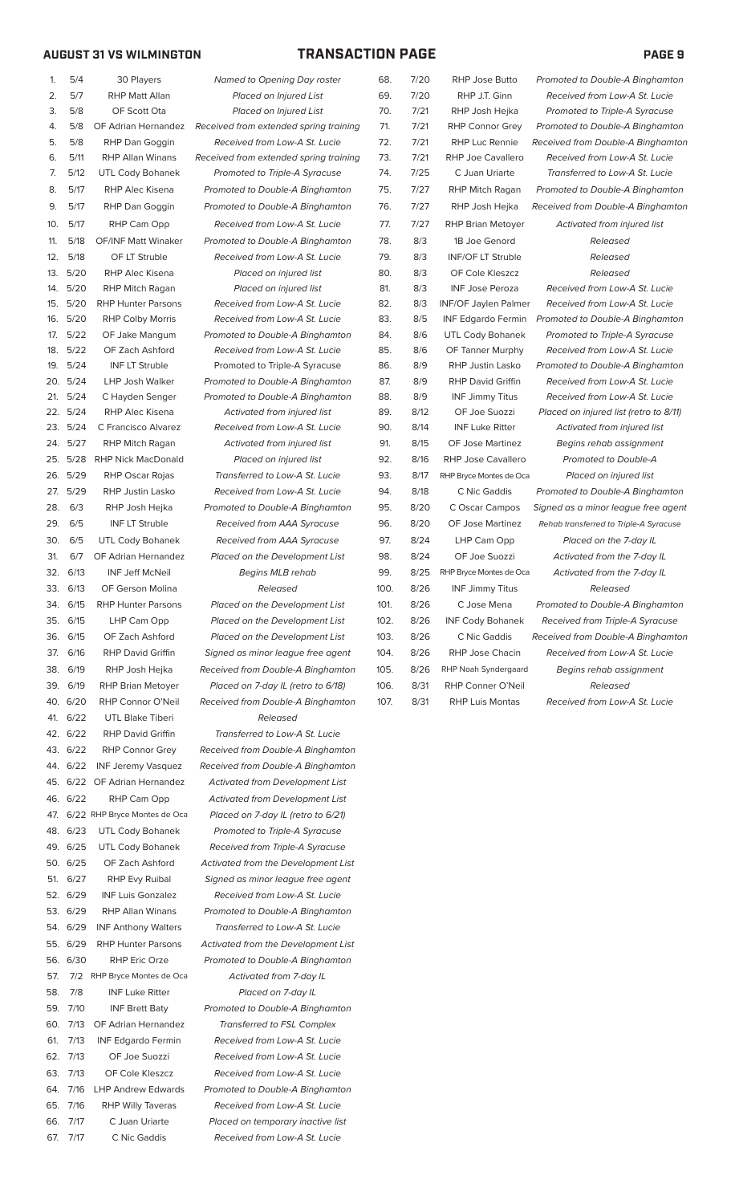## TRANSACTION PAGE

| | | | |
|---|---|---|---|
| 1. | 5/4 | 30 Players | *Named to Opening Day roster* |
| 2. | 5/7 | RHP Matt Allan | *Placed on Injured List* |
| 3. | 5/8 | OF Scott Ota | *Placed on Injured List* |
| 4. | 5/8 | OF Adrian Hernandez | *Received from extended spring training* |
| 5. | 5/8 | RHP Dan Goggin | *Received from Low-A St. Lucie* |
| 6. | 5/11 | RHP Allan Winans | *Received from extended spring training* |
| 7. | 5/12 | UTL Cody Bohanek | *Promoted to Triple-A Syracuse* |
| 8. | 5/17 | RHP Alec Kisena | *Promoted to Double-A Binghamton* |
| 9. | 5/17 | RHP Dan Goggin | *Promoted to Double-A Binghamton* |
| 10. | 5/17 | RHP Cam Opp | *Received from Low-A St. Lucie* |
| 11. | 5/18 | OF/INF Matt Winaker | *Promoted to Double-A Binghamton* |
| 12. | 5/18 | OF LT Struble | *Received from Low-A St. Lucie* |
| 13. | 5/20 | RHP Alec Kisena | *Placed on injured list* |
| 14. | 5/20 | RHP Mitch Ragan | *Placed on injured list* |
| 15. | 5/20 | RHP Hunter Parsons | *Received from Low-A St. Lucie* |
| 16. | 5/20 | RHP Colby Morris | *Received from Low-A St. Lucie* |
| 17. | 5/22 | OF Jake Mangum | *Promoted to Double-A Binghamton* |
| 18. | 5/22 | OF Zach Ashford | *Received from Low-A St. Lucie* |
| 19. | 5/24 | INF LT Struble | Promoted to Triple-A Syracuse |
| 20. | 5/24 | LHP Josh Walker | *Promoted to Double-A Binghamton* |
| 21. | 5/24 | C Hayden Senger | *Promoted to Double-A Binghamton* |
| 22. | 5/24 | RHP Alec Kisena | *Activated from injured list* |
| 23. | 5/24 | C Francisco Alvarez | *Received from Low-A St. Lucie* |
| 24. | 5/27 | RHP Mitch Ragan | *Activated from injured list* |
| 25. | 5/28 | RHP Nick MacDonald | *Placed on injured list* |
| 26. | 5/29 | RHP Oscar Rojas | *Transferred to Low-A St. Lucie* |
| 27. | 5/29 | RHP Justin Lasko | *Received from Low-A St. Lucie* |
| 28. | 6/3 | RHP Josh Hejka | *Promoted to Double-A Binghamton* |
| 29. | 6/5 | INF LT Struble | *Received from AAA Syracuse* |
| 30. | 6/5 | UTL Cody Bohanek | *Received from AAA Syracuse* |
| 31. | 6/7 | OF Adrian Hernandez | *Placed on the Development List* |
| 32. | 6/13 | INF Jeff McNeil | *Begins MLB rehab* |
| 33. | 6/13 | OF Gerson Molina | *Released* |
| 34. | 6/15 | RHP Hunter Parsons | *Placed on the Development List* |
| 35. | 6/15 | LHP Cam Opp | *Placed on the Development List* |
| 36. | 6/15 | OF Zach Ashford | *Placed on the Development List* |
| 37. | 6/16 | RHP David Griffin | *Signed as minor league free agent* |
| 38. | 6/19 | RHP Josh Hejka | *Received from Double-A Binghamton* |
| 39. | 6/19 | RHP Brian Metoyer | *Placed on 7-day IL (retro to 6/18)* |
| 40. | 6/20 | RHP Connor O'Neil | *Received from Double-A Binghamton* |
| 41. | 6/22 | UTL Blake Tiberi | *Released* |
| 42. | 6/22 | RHP David Griffin | *Transferred to Low-A St. Lucie* |
| 43. | 6/22 | RHP Connor Grey | *Received from Double-A Binghamton* |
| 44. | 6/22 | INF Jeremy Vasquez | *Received from Double-A Binghamton* |
| 45. | 6/22 | OF Adrian Hernandez | *Activated from Development List* |
| 46. | 6/22 | RHP Cam Opp | *Activated from Development List* |
| 47. | 6/22 | RHP Bryce Montes de Oca | *Placed on 7-day IL (retro to 6/21)* |
| 48. | 6/23 | UTL Cody Bohanek | *Promoted to Triple-A Syracuse* |
| 49. | 6/25 | UTL Cody Bohanek | *Received from Triple-A Syracuse* |
| 50. | 6/25 | OF Zach Ashford | *Activated from the Development List* |
| 51. | 6/27 | RHP Evy Ruibal | *Signed as minor league free agent* |
| 52. | 6/29 | INF Luis Gonzalez | *Received from Low-A St. Lucie* |
| 53. | 6/29 | RHP Allan Winans | *Promoted to Double-A Binghamton* |
| 54. | 6/29 | INF Anthony Walters | *Transferred to Low-A St. Lucie* |
| 55. | 6/29 | RHP Hunter Parsons | *Activated from the Development List* |
| 56. | 6/30 | RHP Eric Orze | *Promoted to Double-A Binghamton* |
| 57. | 7/2 | RHP Bryce Montes de Oca | *Activated from 7-day IL* |
| 58. | 7/8 | INF Luke Ritter | *Placed on 7-day IL* |
| 59. | 7/10 | INF Brett Baty | *Promoted to Double-A Binghamton* |
| 60. | 7/13 | OF Adrian Hernandez | *Transferred to FSL Complex* |
| 61. | 7/13 | INF Edgardo Fermin | *Received from Low-A St. Lucie* |
| 62. | 7/13 | OF Joe Suozzi | *Received from Low-A St. Lucie* |
| 63. | 7/13 | OF Cole Kleszcz | *Received from Low-A St. Lucie* |
| 64. | 7/16 | LHP Andrew Edwards | *Promoted to Double-A Binghamton* |
| 65. | 7/16 | RHP Willy Taveras | *Received from Low-A St. Lucie* |
| 66. | 7/17 | C Juan Uriarte | *Placed on temporary inactive list* |
| 67. | 7/17 | C Nic Gaddis | *Received from Low-A St. Lucie* |
| 68. | 7/20 | RHP Jose Butto | *Promoted to Double-A Binghamton* |
| 69. | 7/20 | RHP J.T. Ginn | *Received from Low-A St. Lucie* |
| 70. | 7/21 | RHP Josh Hejka | *Promoted to Triple-A Syracuse* |
| 71. | 7/21 | RHP Connor Grey | *Promoted to Double-A Binghamton* |
| 72. | 7/21 | RHP Luc Rennie | *Received from Double-A Binghamton* |
| 73. | 7/21 | RHP Joe Cavallero | *Received from Low-A St. Lucie* |
| 74. | 7/25 | C Juan Uriarte | *Transferred to Low-A St. Lucie* |
| 75. | 7/27 | RHP Mitch Ragan | *Promoted to Double-A Binghamton* |
| 76. | 7/27 | RHP Josh Hejka | *Received from Double-A Binghamton* |
| 77. | 7/27 | RHP Brian Metoyer | *Activated from injured list* |
| 78. | 8/3 | 1B Joe Genord | *Released* |
| 79. | 8/3 | INF/OF LT Struble | *Released* |
| 80. | 8/3 | OF Cole Kleszcz | *Released* |
| 81. | 8/3 | INF Jose Peroza | *Received from Low-A St. Lucie* |
| 82. | 8/3 | INF/OF Jaylen Palmer | *Received from Low-A St. Lucie* |
| 83. | 8/5 | INF Edgardo Fermin | *Promoted to Double-A Binghamton* |
| 84. | 8/6 | UTL Cody Bohanek | *Promoted to Triple-A Syracuse* |
| 85. | 8/6 | OF Tanner Murphy | *Received from Low-A St. Lucie* |
| 86. | 8/9 | RHP Justin Lasko | *Promoted to Double-A Binghamton* |
| 87. | 8/9 | RHP David Griffin | *Received from Low-A St. Lucie* |
| 88. | 8/9 | INF Jimmy Titus | *Received from Low-A St. Lucie* |
| 89. | 8/12 | OF Joe Suozzi | *Placed on injured list (retro to 8/11)* |
| 90. | 8/14 | INF Luke Ritter | *Activated from injured list* |
| 91. | 8/15 | OF Jose Martinez | *Begins rehab assignment* |
| 92. | 8/16 | RHP Jose Cavallero | *Promoted to Double-A* |
| 93. | 8/17 | RHP Bryce Montes de Oca | *Placed on injured list* |
| 94. | 8/18 | C Nic Gaddis | *Promoted to Double-A Binghamton* |
| 95. | 8/20 | C Oscar Campos | *Signed as a minor league free agent* |
| 96. | 8/20 | OF Jose Martinez | *Rehab transferred to Triple-A Syracuse* |
| 97. | 8/24 | LHP Cam Opp | *Placed on the 7-day IL* |
| 98. | 8/24 | OF Joe Suozzi | *Activated from the 7-day IL* |
| 99. | 8/25 | RHP Bryce Montes de Oca | *Activated from the 7-day IL* |
| 100. | 8/26 | INF Jimmy Titus | *Released* |
| 101. | 8/26 | C Jose Mena | *Promoted to Double-A Binghamton* |
| 102. | 8/26 | INF Cody Bohanek | *Received from Triple-A Syracuse* |
| 103. | 8/26 | C Nic Gaddis | *Received from Double-A Binghamton* |
| 104. | 8/26 | RHP Jose Chacin | *Received from Low-A St. Lucie* |
| 105. | 8/26 | RHP Noah Syndergaard | *Begins rehab assignment* |
| 106. | 8/31 | RHP Conner O'Neil | *Released* |
| 107. | 8/31 | RHP Luis Montas | *Received from Low-A St. Lucie* |